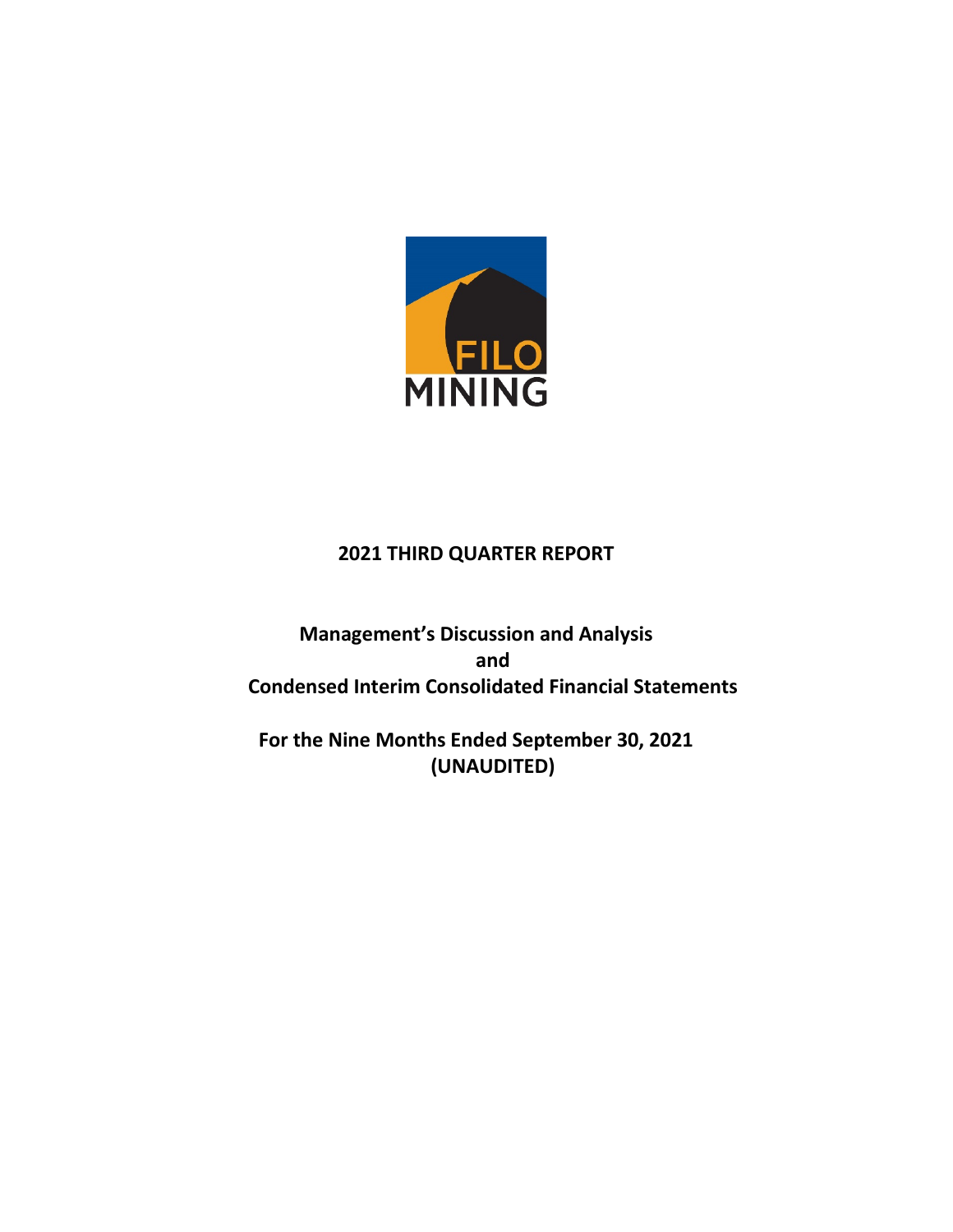FILO MINING

# 2021 THIRD QUARTER REPORT

## Management's Discussion and Analysis
## and
## Condensed Interim Consolidated Financial Statements

## For the Nine Months Ended September 30, 2021
## (UNAUDITED)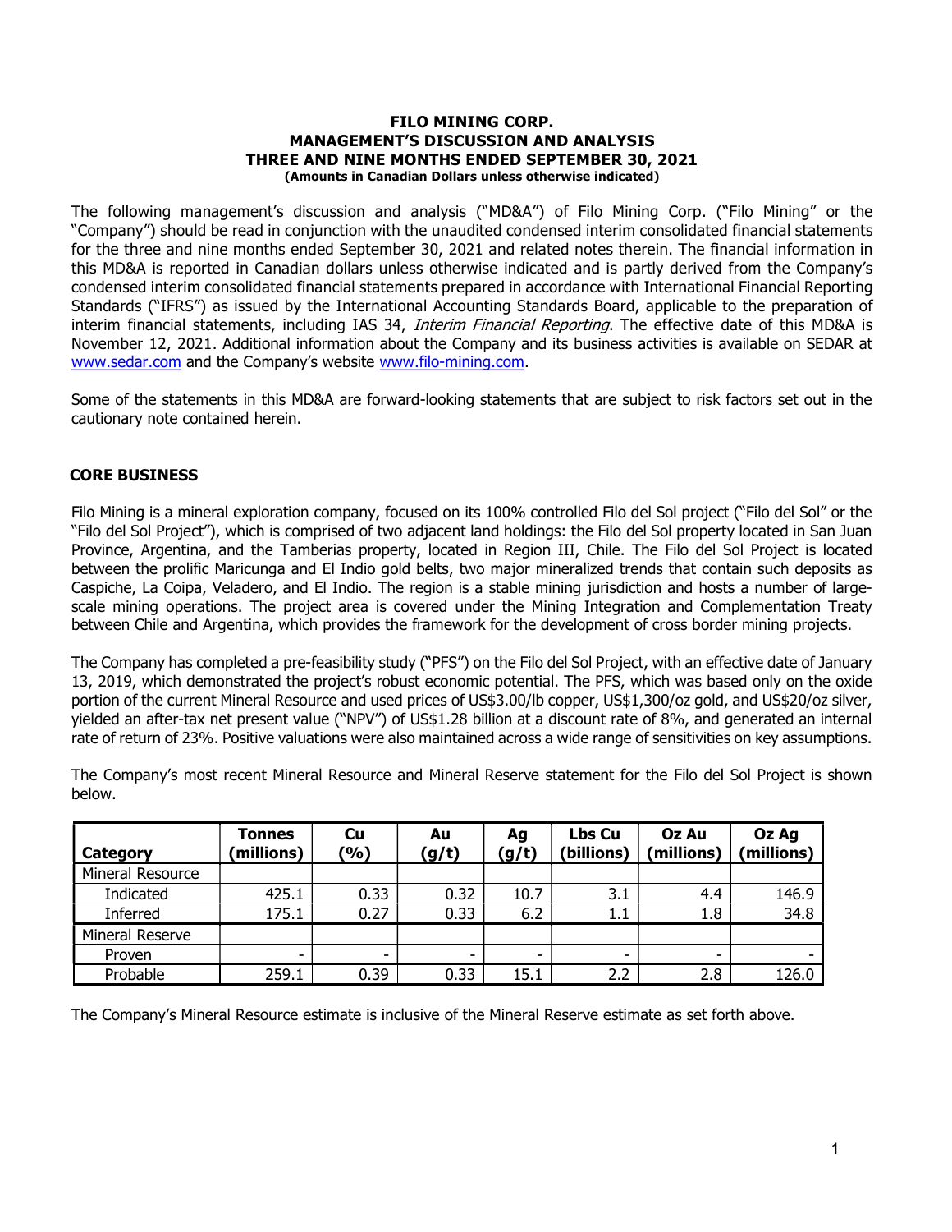# FILO MINING CORP.
## MANAGEMENT'S DISCUSSION AND ANALYSIS
## THREE AND NINE MONTHS ENDED SEPTEMBER 30, 2021
**(Amounts in Canadian Dollars unless otherwise indicated)**

The following management's discussion and analysis ("MD&A") of Filo Mining Corp. ("Filo Mining" or the "Company") should be read in conjunction with the unaudited condensed interim consolidated financial statements for the three and nine months ended September 30, 2021 and related notes therein. The financial information in this MD&A is reported in Canadian dollars unless otherwise indicated and is partly derived from the Company's condensed interim consolidated financial statements prepared in accordance with International Financial Reporting Standards ("IFRS") as issued by the International Accounting Standards Board, applicable to the preparation of interim financial statements, including IAS 34, *Interim Financial Reporting*. The effective date of this MD&A is November 12, 2021. Additional information about the Company and its business activities is available on SEDAR at www.sedar.com and the Company's website www.filo-mining.com.

Some of the statements in this MD&A are forward-looking statements that are subject to risk factors set out in the cautionary note contained herein.

## CORE BUSINESS

Filo Mining is a mineral exploration company, focused on its 100% controlled Filo del Sol project ("Filo del Sol" or the "Filo del Sol Project"), which is comprised of two adjacent land holdings: the Filo del Sol property located in San Juan Province, Argentina, and the Tamberias property, located in Region III, Chile. The Filo del Sol Project is located between the prolific Maricunga and El Indio gold belts, two major mineralized trends that contain such deposits as Caspiche, La Coipa, Veladero, and El Indio. The region is a stable mining jurisdiction and hosts a number of large-scale mining operations. The project area is covered under the Mining Integration and Complementation Treaty between Chile and Argentina, which provides the framework for the development of cross border mining projects.

The Company has completed a pre-feasibility study ("PFS") on the Filo del Sol Project, with an effective date of January 13, 2019, which demonstrated the project's robust economic potential. The PFS, which was based only on the oxide portion of the current Mineral Resource and used prices of US$3.00/lb copper, US$1,300/oz gold, and US$20/oz silver, yielded an after-tax net present value ("NPV") of US$1.28 billion at a discount rate of 8%, and generated an internal rate of return of 23%. Positive valuations were also maintained across a wide range of sensitivities on key assumptions.

The Company's most recent Mineral Resource and Mineral Reserve statement for the Filo del Sol Project is shown below.

| Category | Tonnes (millions) | Cu (%) | Au (g/t) | Ag (g/t) | Lbs Cu (billions) | Oz Au (millions) | Oz Ag (millions) |
|---|---|---|---|---|---|---|---|
| Mineral Resource | | | | | | | |
| Indicated | 425.1 | 0.33 | 0.32 | 10.7 | 3.1 | 4.4 | 146.9 |
| Inferred | 175.1 | 0.27 | 0.33 | 6.2 | 1.1 | 1.8 | 34.8 |
| Mineral Reserve | | | | | | | |
| Proven | - | - | - | - | - | - | - |
| Probable | 259.1 | 0.39 | 0.33 | 15.1 | 2.2 | 2.8 | 126.0 |

The Company's Mineral Resource estimate is inclusive of the Mineral Reserve estimate as set forth above.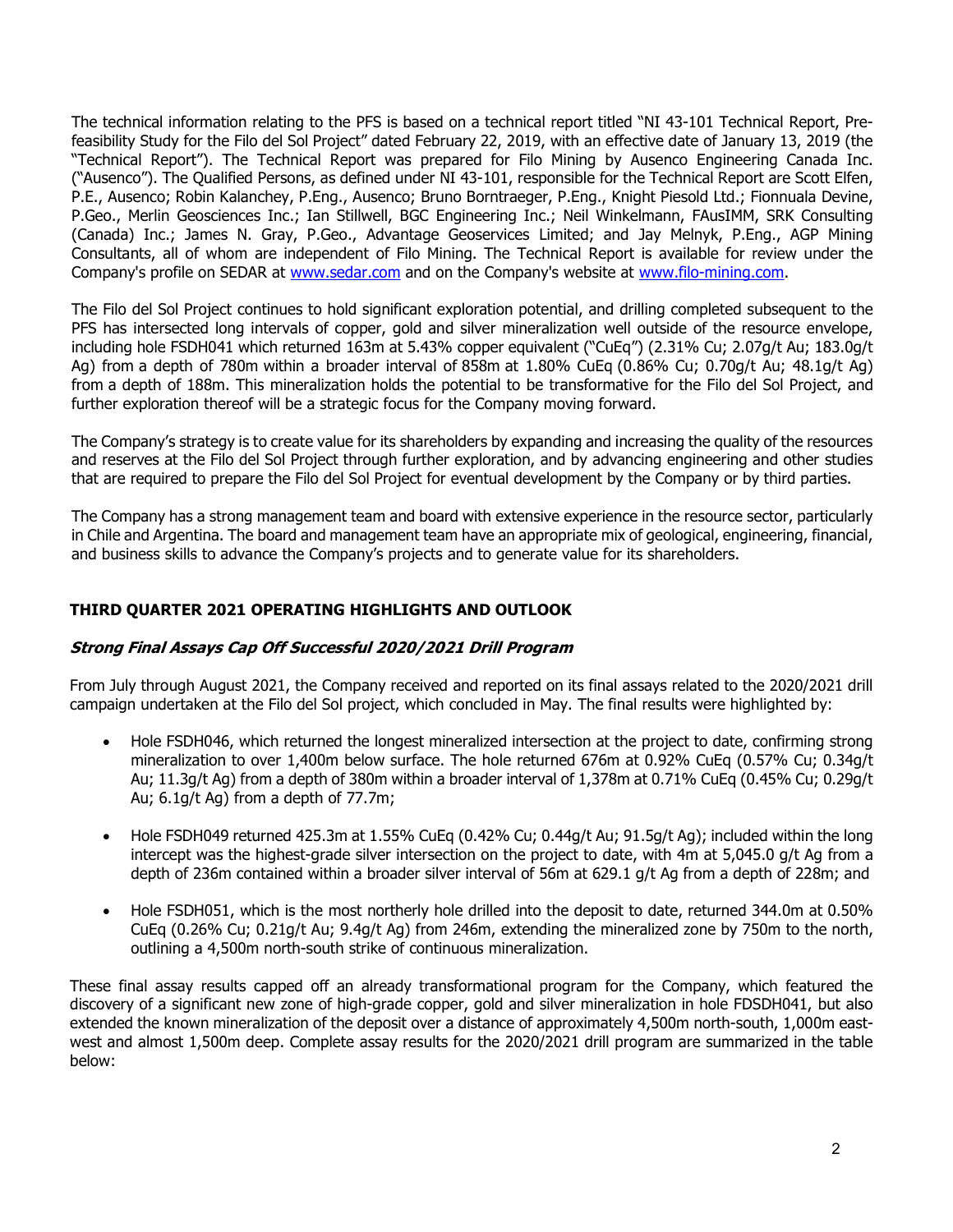The technical information relating to the PFS is based on a technical report titled "NI 43-101 Technical Report, Pre-feasibility Study for the Filo del Sol Project" dated February 22, 2019, with an effective date of January 13, 2019 (the "Technical Report"). The Technical Report was prepared for Filo Mining by Ausenco Engineering Canada Inc. ("Ausenco"). The Qualified Persons, as defined under NI 43-101, responsible for the Technical Report are Scott Elfen, P.E., Ausenco; Robin Kalanchey, P.Eng., Ausenco; Bruno Borntraeger, P.Eng., Knight Piesold Ltd.; Fionnuala Devine, P.Geo., Merlin Geosciences Inc.; Ian Stillwell, BGC Engineering Inc.; Neil Winkelmann, FAusIMM, SRK Consulting (Canada) Inc.; James N. Gray, P.Geo., Advantage Geoservices Limited; and Jay Melnyk, P.Eng., AGP Mining Consultants, all of whom are independent of Filo Mining. The Technical Report is available for review under the Company's profile on SEDAR at [www.sedar.com](www.sedar.com) and on the Company's website at [www.filo-mining.com](www.filo-mining.com).

The Filo del Sol Project continues to hold significant exploration potential, and drilling completed subsequent to the PFS has intersected long intervals of copper, gold and silver mineralization well outside of the resource envelope, including hole FSDH041 which returned 163m at 5.43% copper equivalent ("CuEq") (2.31% Cu; 2.07g/t Au; 183.0g/t Ag) from a depth of 780m within a broader interval of 858m at 1.80% CuEq (0.86% Cu; 0.70g/t Au; 48.1g/t Ag) from a depth of 188m. This mineralization holds the potential to be transformative for the Filo del Sol Project, and further exploration thereof will be a strategic focus for the Company moving forward.

The Company's strategy is to create value for its shareholders by expanding and increasing the quality of the resources and reserves at the Filo del Sol Project through further exploration, and by advancing engineering and other studies that are required to prepare the Filo del Sol Project for eventual development by the Company or by third parties.

The Company has a strong management team and board with extensive experience in the resource sector, particularly in Chile and Argentina. The board and management team have an appropriate mix of geological, engineering, financial, and business skills to advance the Company's projects and to generate value for its shareholders.

## THIRD QUARTER 2021 OPERATING HIGHLIGHTS AND OUTLOOK

### *Strong Final Assays Cap Off Successful 2020/2021 Drill Program*

From July through August 2021, the Company received and reported on its final assays related to the 2020/2021 drill campaign undertaken at the Filo del Sol project, which concluded in May. The final results were highlighted by:

- Hole FSDH046, which returned the longest mineralized intersection at the project to date, confirming strong mineralization to over 1,400m below surface. The hole returned 676m at 0.92% CuEq (0.57% Cu; 0.34g/t Au; 11.3g/t Ag) from a depth of 380m within a broader interval of 1,378m at 0.71% CuEq (0.45% Cu; 0.29g/t Au; 6.1g/t Ag) from a depth of 77.7m;

- Hole FSDH049 returned 425.3m at 1.55% CuEq (0.42% Cu; 0.44g/t Au; 91.5g/t Ag); included within the long intercept was the highest-grade silver intersection on the project to date, with 4m at 5,045.0 g/t Ag from a depth of 236m contained within a broader silver interval of 56m at 629.1 g/t Ag from a depth of 228m; and

- Hole FSDH051, which is the most northerly hole drilled into the deposit to date, returned 344.0m at 0.50% CuEq (0.26% Cu; 0.21g/t Au; 9.4g/t Ag) from 246m, extending the mineralized zone by 750m to the north, outlining a 4,500m north-south strike of continuous mineralization.

These final assay results capped off an already transformational program for the Company, which featured the discovery of a significant new zone of high-grade copper, gold and silver mineralization in hole FDSDH041, but also extended the known mineralization of the deposit over a distance of approximately 4,500m north-south, 1,000m east-west and almost 1,500m deep. Complete assay results for the 2020/2021 drill program are summarized in the table below: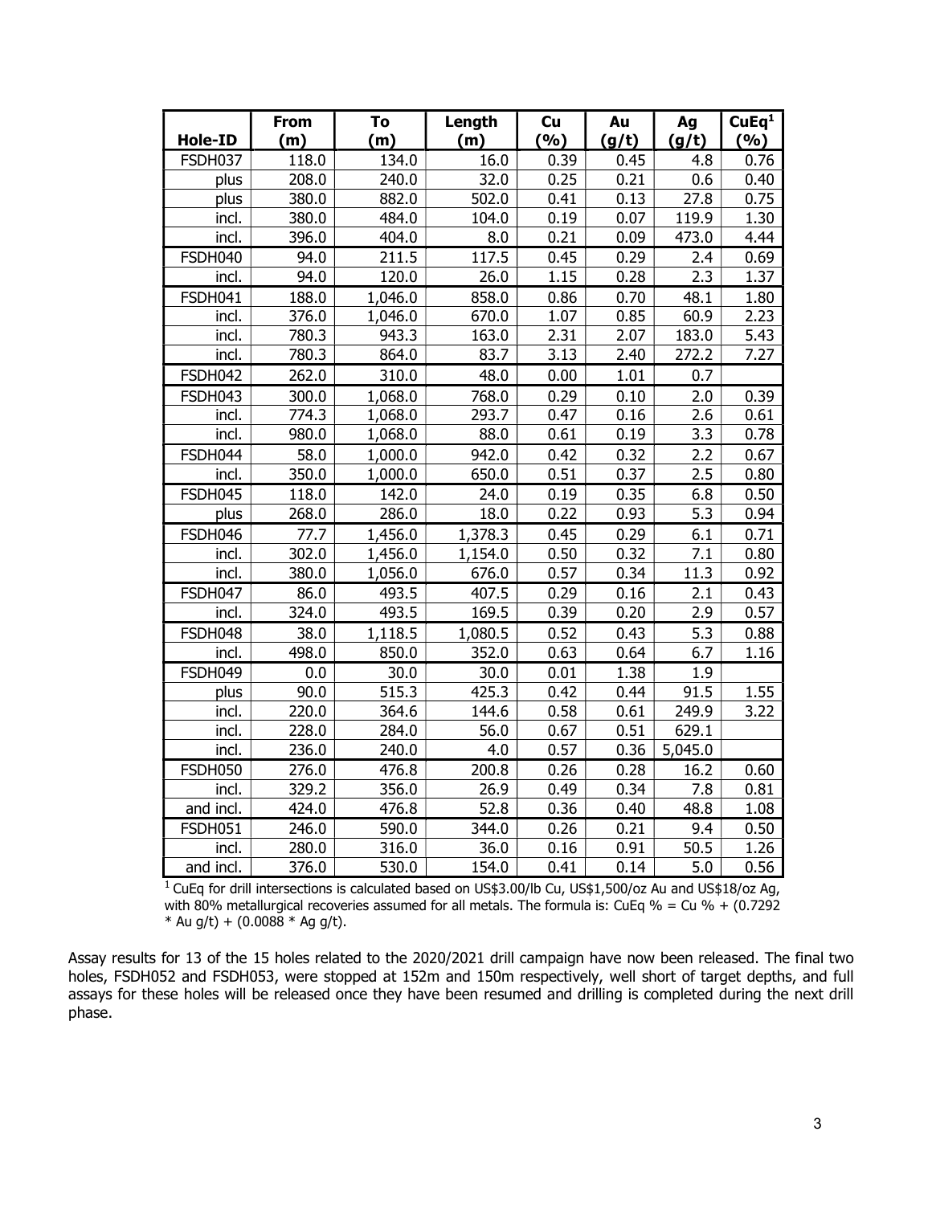| Hole-ID | From (m) | To (m) | Length (m) | Cu (%) | Au (g/t) | Ag (g/t) | CuEq[1] (%) |
|---|---|---|---|---|---|---|---|
| FSDH037 | 118.0 | 134.0 | 16.0 | 0.39 | 0.45 | 4.8 | 0.76 |
| plus | 208.0 | 240.0 | 32.0 | 0.25 | 0.21 | 0.6 | 0.40 |
| plus | 380.0 | 882.0 | 502.0 | 0.41 | 0.13 | 27.8 | 0.75 |
| incl. | 380.0 | 484.0 | 104.0 | 0.19 | 0.07 | 119.9 | 1.30 |
| incl. | 396.0 | 404.0 | 8.0 | 0.21 | 0.09 | 473.0 | 4.44 |
| FSDH040 | 94.0 | 211.5 | 117.5 | 0.45 | 0.29 | 2.4 | 0.69 |
| incl. | 94.0 | 120.0 | 26.0 | 1.15 | 0.28 | 2.3 | 1.37 |
| FSDH041 | 188.0 | 1,046.0 | 858.0 | 0.86 | 0.70 | 48.1 | 1.80 |
| incl. | 376.0 | 1,046.0 | 670.0 | 1.07 | 0.85 | 60.9 | 2.23 |
| incl. | 780.3 | 943.3 | 163.0 | 2.31 | 2.07 | 183.0 | 5.43 |
| incl. | 780.3 | 864.0 | 83.7 | 3.13 | 2.40 | 272.2 | 7.27 |
| FSDH042 | 262.0 | 310.0 | 48.0 | 0.00 | 1.01 | 0.7 | |
| FSDH043 | 300.0 | 1,068.0 | 768.0 | 0.29 | 0.10 | 2.0 | 0.39 |
| incl. | 774.3 | 1,068.0 | 293.7 | 0.47 | 0.16 | 2.6 | 0.61 |
| incl. | 980.0 | 1,068.0 | 88.0 | 0.61 | 0.19 | 3.3 | 0.78 |
| FSDH044 | 58.0 | 1,000.0 | 942.0 | 0.42 | 0.32 | 2.2 | 0.67 |
| incl. | 350.0 | 1,000.0 | 650.0 | 0.51 | 0.37 | 2.5 | 0.80 |
| FSDH045 | 118.0 | 142.0 | 24.0 | 0.19 | 0.35 | 6.8 | 0.50 |
| plus | 268.0 | 286.0 | 18.0 | 0.22 | 0.93 | 5.3 | 0.94 |
| FSDH046 | 77.7 | 1,456.0 | 1,378.3 | 0.45 | 0.29 | 6.1 | 0.71 |
| incl. | 302.0 | 1,456.0 | 1,154.0 | 0.50 | 0.32 | 7.1 | 0.80 |
| incl. | 380.0 | 1,056.0 | 676.0 | 0.57 | 0.34 | 11.3 | 0.92 |
| FSDH047 | 86.0 | 493.5 | 407.5 | 0.29 | 0.16 | 2.1 | 0.43 |
| incl. | 324.0 | 493.5 | 169.5 | 0.39 | 0.20 | 2.9 | 0.57 |
| FSDH048 | 38.0 | 1,118.5 | 1,080.5 | 0.52 | 0.43 | 5.3 | 0.88 |
| incl. | 498.0 | 850.0 | 352.0 | 0.63 | 0.64 | 6.7 | 1.16 |
| FSDH049 | 0.0 | 30.0 | 30.0 | 0.01 | 1.38 | 1.9 | |
| plus | 90.0 | 515.3 | 425.3 | 0.42 | 0.44 | 91.5 | 1.55 |
| incl. | 220.0 | 364.6 | 144.6 | 0.58 | 0.61 | 249.9 | 3.22 |
| incl. | 228.0 | 284.0 | 56.0 | 0.67 | 0.51 | 629.1 | |
| incl. | 236.0 | 240.0 | 4.0 | 0.57 | 0.36 | 5,045.0 | |
| FSDH050 | 276.0 | 476.8 | 200.8 | 0.26 | 0.28 | 16.2 | 0.60 |
| incl. | 329.2 | 356.0 | 26.9 | 0.49 | 0.34 | 7.8 | 0.81 |
| and incl. | 424.0 | 476.8 | 52.8 | 0.36 | 0.40 | 48.8 | 1.08 |
| FSDH051 | 246.0 | 590.0 | 344.0 | 0.26 | 0.21 | 9.4 | 0.50 |
| incl. | 280.0 | 316.0 | 36.0 | 0.16 | 0.91 | 50.5 | 1.26 |
| and incl. | 376.0 | 530.0 | 154.0 | 0.41 | 0.14 | 5.0 | 0.56 |

[1] CuEq for drill intersections is calculated based on US$3.00/lb Cu, US$1,500/oz Au and US$18/oz Ag, with 80% metallurgical recoveries assumed for all metals. The formula is: CuEq % = Cu % + (0.7292 * Au g/t) + (0.0088 * Ag g/t).

Assay results for 13 of the 15 holes related to the 2020/2021 drill campaign have now been released. The final two holes, FSDH052 and FSDH053, were stopped at 152m and 150m respectively, well short of target depths, and full assays for these holes will be released once they have been resumed and drilling is completed during the next drill phase.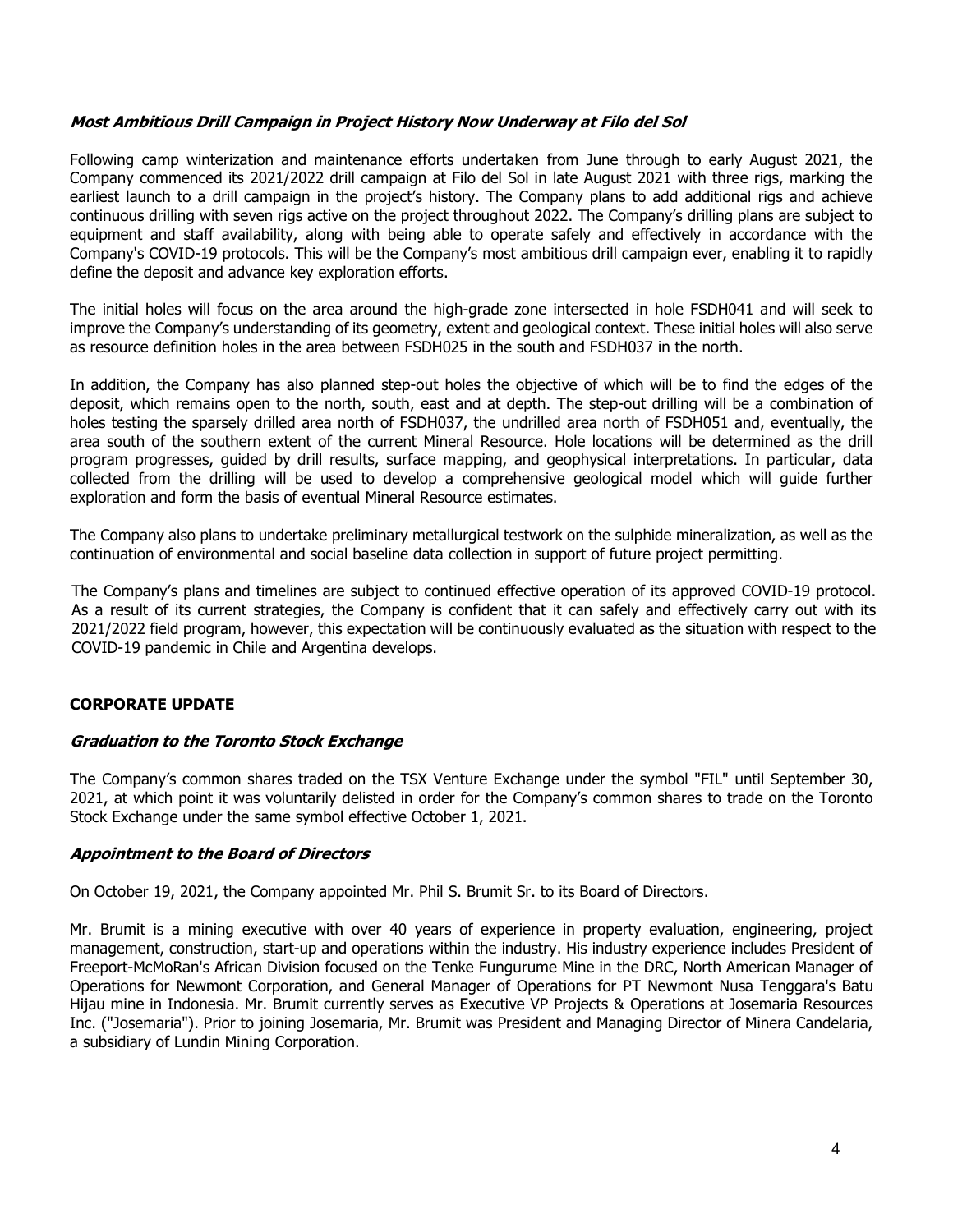### *Most Ambitious Drill Campaign in Project History Now Underway at Filo del Sol*

Following camp winterization and maintenance efforts undertaken from June through to early August 2021, the Company commenced its 2021/2022 drill campaign at Filo del Sol in late August 2021 with three rigs, marking the earliest launch to a drill campaign in the project's history. The Company plans to add additional rigs and achieve continuous drilling with seven rigs active on the project throughout 2022. The Company's drilling plans are subject to equipment and staff availability, along with being able to operate safely and effectively in accordance with the Company's COVID-19 protocols. This will be the Company's most ambitious drill campaign ever, enabling it to rapidly define the deposit and advance key exploration efforts.

The initial holes will focus on the area around the high-grade zone intersected in hole FSDH041 and will seek to improve the Company's understanding of its geometry, extent and geological context. These initial holes will also serve as resource definition holes in the area between FSDH025 in the south and FSDH037 in the north.

In addition, the Company has also planned step-out holes the objective of which will be to find the edges of the deposit, which remains open to the north, south, east and at depth. The step-out drilling will be a combination of holes testing the sparsely drilled area north of FSDH037, the undrilled area north of FSDH051 and, eventually, the area south of the southern extent of the current Mineral Resource. Hole locations will be determined as the drill program progresses, guided by drill results, surface mapping, and geophysical interpretations. In particular, data collected from the drilling will be used to develop a comprehensive geological model which will guide further exploration and form the basis of eventual Mineral Resource estimates.

The Company also plans to undertake preliminary metallurgical testwork on the sulphide mineralization, as well as the continuation of environmental and social baseline data collection in support of future project permitting.

The Company's plans and timelines are subject to continued effective operation of its approved COVID-19 protocol. As a result of its current strategies, the Company is confident that it can safely and effectively carry out with its 2021/2022 field program, however, this expectation will be continuously evaluated as the situation with respect to the COVID-19 pandemic in Chile and Argentina develops.

## CORPORATE UPDATE

### *Graduation to the Toronto Stock Exchange*

The Company's common shares traded on the TSX Venture Exchange under the symbol "FIL" until September 30, 2021, at which point it was voluntarily delisted in order for the Company's common shares to trade on the Toronto Stock Exchange under the same symbol effective October 1, 2021.

### *Appointment to the Board of Directors*

On October 19, 2021, the Company appointed Mr. Phil S. Brumit Sr. to its Board of Directors.

Mr. Brumit is a mining executive with over 40 years of experience in property evaluation, engineering, project management, construction, start-up and operations within the industry. His industry experience includes President of Freeport-McMoRan's African Division focused on the Tenke Fungurume Mine in the DRC, North American Manager of Operations for Newmont Corporation, and General Manager of Operations for PT Newmont Nusa Tenggara's Batu Hijau mine in Indonesia. Mr. Brumit currently serves as Executive VP Projects & Operations at Josemaria Resources Inc. ("Josemaria"). Prior to joining Josemaria, Mr. Brumit was President and Managing Director of Minera Candelaria, a subsidiary of Lundin Mining Corporation.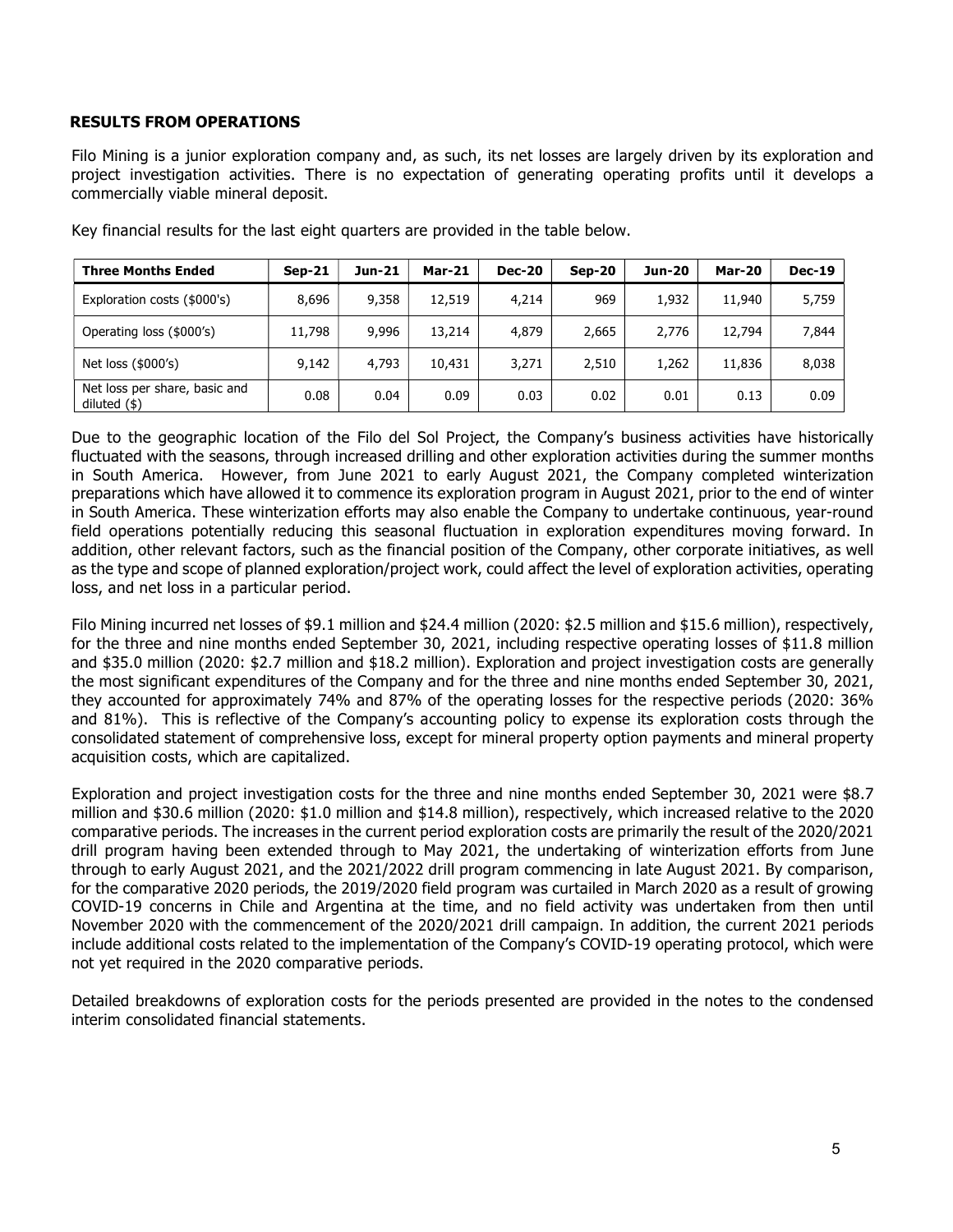## RESULTS FROM OPERATIONS

Filo Mining is a junior exploration company and, as such, its net losses are largely driven by its exploration and project investigation activities. There is no expectation of generating operating profits until it develops a commercially viable mineral deposit.

Key financial results for the last eight quarters are provided in the table below.

| Three Months Ended | Sep-21 | Jun-21 | Mar-21 | Dec-20 | Sep-20 | Jun-20 | Mar-20 | Dec-19 |
|---|---|---|---|---|---|---|---|---|
| Exploration costs ($000's) | 8,696 | 9,358 | 12,519 | 4,214 | 969 | 1,932 | 11,940 | 5,759 |
| Operating loss ($000's) | 11,798 | 9,996 | 13,214 | 4,879 | 2,665 | 2,776 | 12,794 | 7,844 |
| Net loss ($000's) | 9,142 | 4,793 | 10,431 | 3,271 | 2,510 | 1,262 | 11,836 | 8,038 |
| Net loss per share, basic and diluted ($) | 0.08 | 0.04 | 0.09 | 0.03 | 0.02 | 0.01 | 0.13 | 0.09 |

Due to the geographic location of the Filo del Sol Project, the Company's business activities have historically fluctuated with the seasons, through increased drilling and other exploration activities during the summer months in South America. However, from June 2021 to early August 2021, the Company completed winterization preparations which have allowed it to commence its exploration program in August 2021, prior to the end of winter in South America. These winterization efforts may also enable the Company to undertake continuous, year-round field operations potentially reducing this seasonal fluctuation in exploration expenditures moving forward. In addition, other relevant factors, such as the financial position of the Company, other corporate initiatives, as well as the type and scope of planned exploration/project work, could affect the level of exploration activities, operating loss, and net loss in a particular period.

Filo Mining incurred net losses of $9.1 million and $24.4 million (2020: $2.5 million and $15.6 million), respectively, for the three and nine months ended September 30, 2021, including respective operating losses of $11.8 million and $35.0 million (2020: $2.7 million and $18.2 million). Exploration and project investigation costs are generally the most significant expenditures of the Company and for the three and nine months ended September 30, 2021, they accounted for approximately 74% and 87% of the operating losses for the respective periods (2020: 36% and 81%). This is reflective of the Company's accounting policy to expense its exploration costs through the consolidated statement of comprehensive loss, except for mineral property option payments and mineral property acquisition costs, which are capitalized.

Exploration and project investigation costs for the three and nine months ended September 30, 2021 were $8.7 million and $30.6 million (2020: $1.0 million and $14.8 million), respectively, which increased relative to the 2020 comparative periods. The increases in the current period exploration costs are primarily the result of the 2020/2021 drill program having been extended through to May 2021, the undertaking of winterization efforts from June through to early August 2021, and the 2021/2022 drill program commencing in late August 2021. By comparison, for the comparative 2020 periods, the 2019/2020 field program was curtailed in March 2020 as a result of growing COVID-19 concerns in Chile and Argentina at the time, and no field activity was undertaken from then until November 2020 with the commencement of the 2020/2021 drill campaign. In addition, the current 2021 periods include additional costs related to the implementation of the Company's COVID-19 operating protocol, which were not yet required in the 2020 comparative periods.

Detailed breakdowns of exploration costs for the periods presented are provided in the notes to the condensed interim consolidated financial statements.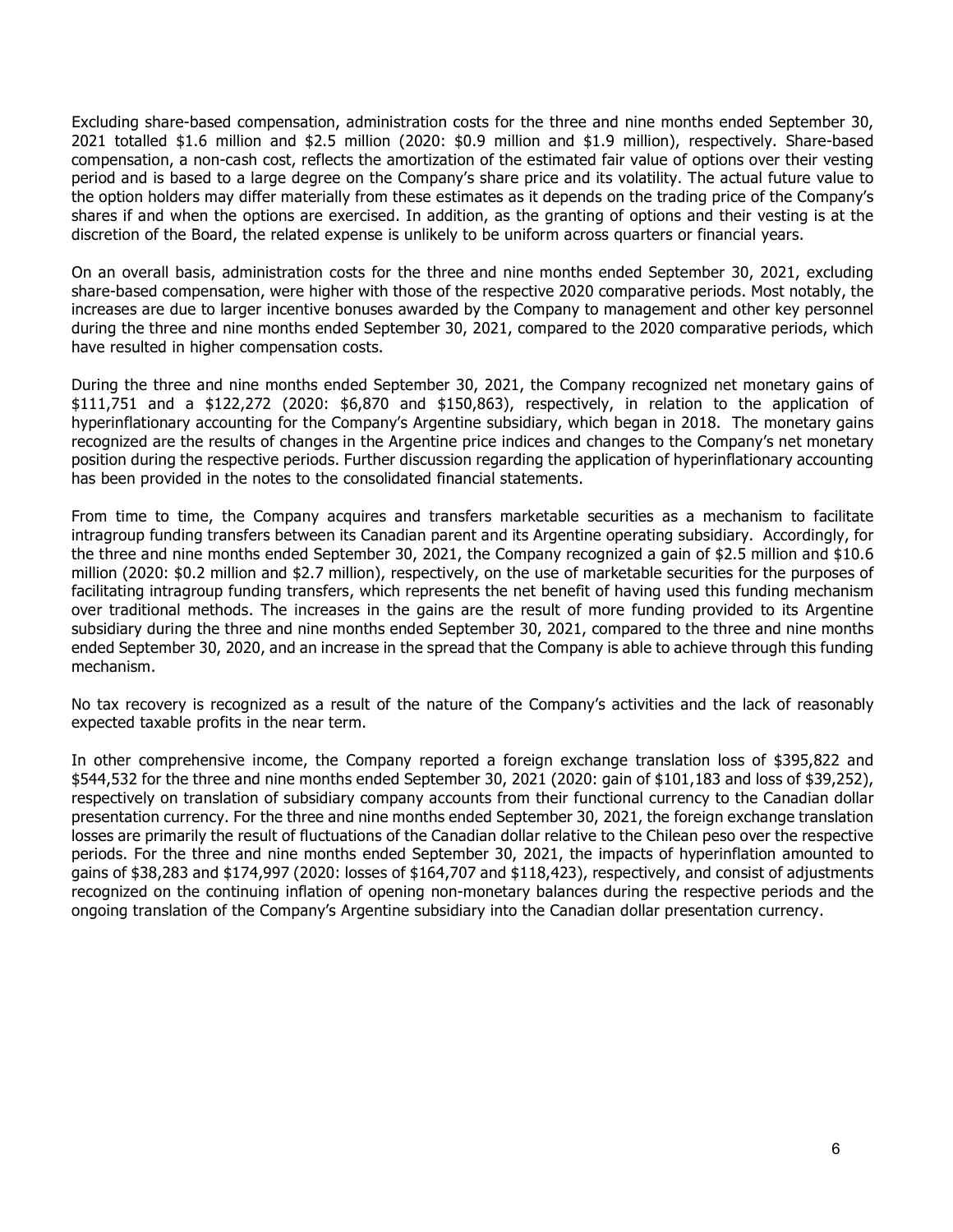Excluding share-based compensation, administration costs for the three and nine months ended September 30, 2021 totalled $1.6 million and $2.5 million (2020: $0.9 million and $1.9 million), respectively. Share-based compensation, a non-cash cost, reflects the amortization of the estimated fair value of options over their vesting period and is based to a large degree on the Company's share price and its volatility. The actual future value to the option holders may differ materially from these estimates as it depends on the trading price of the Company's shares if and when the options are exercised. In addition, as the granting of options and their vesting is at the discretion of the Board, the related expense is unlikely to be uniform across quarters or financial years.

On an overall basis, administration costs for the three and nine months ended September 30, 2021, excluding share-based compensation, were higher with those of the respective 2020 comparative periods. Most notably, the increases are due to larger incentive bonuses awarded by the Company to management and other key personnel during the three and nine months ended September 30, 2021, compared to the 2020 comparative periods, which have resulted in higher compensation costs.

During the three and nine months ended September 30, 2021, the Company recognized net monetary gains of $111,751 and a $122,272 (2020: $6,870 and $150,863), respectively, in relation to the application of hyperinflationary accounting for the Company's Argentine subsidiary, which began in 2018. The monetary gains recognized are the results of changes in the Argentine price indices and changes to the Company's net monetary position during the respective periods. Further discussion regarding the application of hyperinflationary accounting has been provided in the notes to the consolidated financial statements.

From time to time, the Company acquires and transfers marketable securities as a mechanism to facilitate intragroup funding transfers between its Canadian parent and its Argentine operating subsidiary. Accordingly, for the three and nine months ended September 30, 2021, the Company recognized a gain of $2.5 million and $10.6 million (2020: $0.2 million and $2.7 million), respectively, on the use of marketable securities for the purposes of facilitating intragroup funding transfers, which represents the net benefit of having used this funding mechanism over traditional methods. The increases in the gains are the result of more funding provided to its Argentine subsidiary during the three and nine months ended September 30, 2021, compared to the three and nine months ended September 30, 2020, and an increase in the spread that the Company is able to achieve through this funding mechanism.

No tax recovery is recognized as a result of the nature of the Company's activities and the lack of reasonably expected taxable profits in the near term.

In other comprehensive income, the Company reported a foreign exchange translation loss of $395,822 and $544,532 for the three and nine months ended September 30, 2021 (2020: gain of $101,183 and loss of $39,252), respectively on translation of subsidiary company accounts from their functional currency to the Canadian dollar presentation currency. For the three and nine months ended September 30, 2021, the foreign exchange translation losses are primarily the result of fluctuations of the Canadian dollar relative to the Chilean peso over the respective periods. For the three and nine months ended September 30, 2021, the impacts of hyperinflation amounted to gains of $38,283 and $174,997 (2020: losses of $164,707 and $118,423), respectively, and consist of adjustments recognized on the continuing inflation of opening non-monetary balances during the respective periods and the ongoing translation of the Company's Argentine subsidiary into the Canadian dollar presentation currency.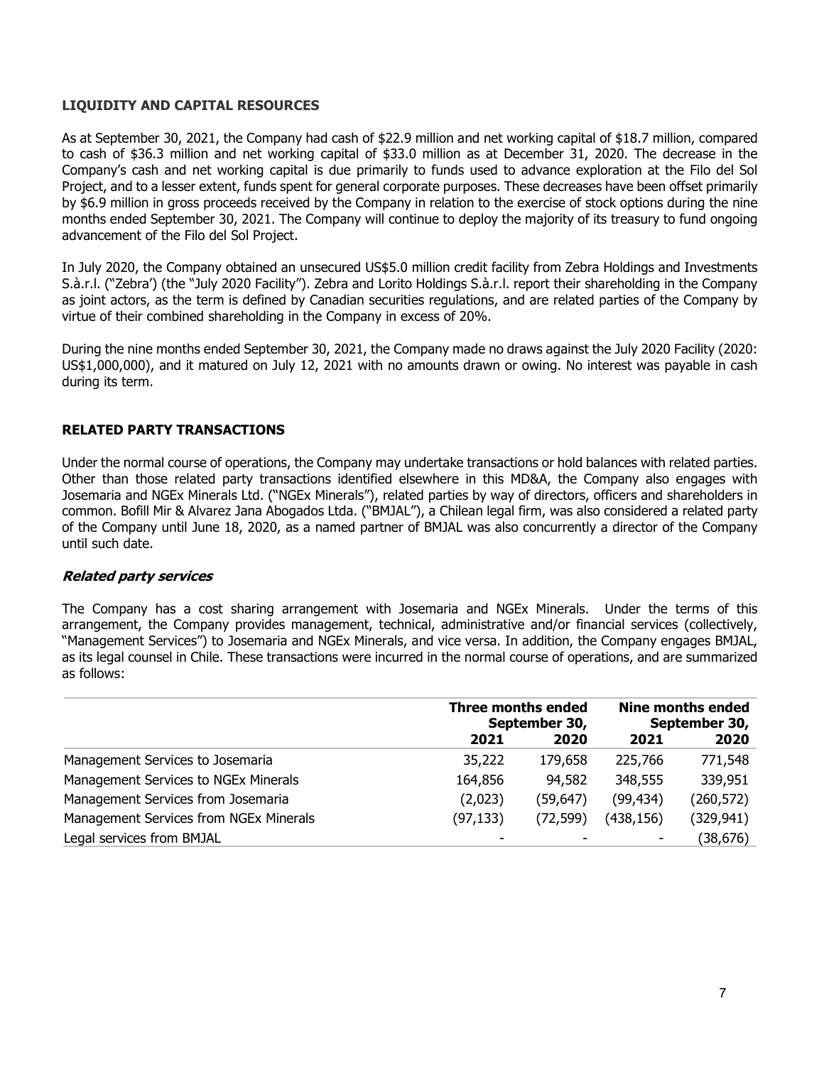## LIQUIDITY AND CAPITAL RESOURCES

As at September 30, 2021, the Company had cash of $22.9 million and net working capital of $18.7 million, compared to cash of $36.3 million and net working capital of $33.0 million as at December 31, 2020. The decrease in the Company's cash and net working capital is due primarily to funds used to advance exploration at the Filo del Sol Project, and to a lesser extent, funds spent for general corporate purposes. These decreases have been offset primarily by $6.9 million in gross proceeds received by the Company in relation to the exercise of stock options during the nine months ended September 30, 2021. The Company will continue to deploy the majority of its treasury to fund ongoing advancement of the Filo del Sol Project.

In July 2020, the Company obtained an unsecured US$5.0 million credit facility from Zebra Holdings and Investments S.à.r.l. ("Zebra') (the "July 2020 Facility"). Zebra and Lorito Holdings S.à.r.l. report their shareholding in the Company as joint actors, as the term is defined by Canadian securities regulations, and are related parties of the Company by virtue of their combined shareholding in the Company in excess of 20%.

During the nine months ended September 30, 2021, the Company made no draws against the July 2020 Facility (2020: US$1,000,000), and it matured on July 12, 2021 with no amounts drawn or owing. No interest was payable in cash during its term.

## RELATED PARTY TRANSACTIONS

Under the normal course of operations, the Company may undertake transactions or hold balances with related parties. Other than those related party transactions identified elsewhere in this MD&A, the Company also engages with Josemaria and NGEx Minerals Ltd. ("NGEx Minerals"), related parties by way of directors, officers and shareholders in common. Bofill Mir & Alvarez Jana Abogados Ltda. ("BMJAL"), a Chilean legal firm, was also considered a related party of the Company until June 18, 2020, as a named partner of BMJAL was also concurrently a director of the Company until such date.

### *Related party services*

The Company has a cost sharing arrangement with Josemaria and NGEx Minerals. Under the terms of this arrangement, the Company provides management, technical, administrative and/or financial services (collectively, "Management Services") to Josemaria and NGEx Minerals, and vice versa. In addition, the Company engages BMJAL, as its legal counsel in Chile. These transactions were incurred in the normal course of operations, and are summarized as follows:

| | **Three months ended September 30,** | | **Nine months ended September 30,** | |
|---|---|---|---|---|
| | **2021** | **2020** | **2021** | **2020** |
| Management Services to Josemaria | 35,222 | 179,658 | 225,766 | 771,548 |
| Management Services to NGEx Minerals | 164,856 | 94,582 | 348,555 | 339,951 |
| Management Services from Josemaria | (2,023) | (59,647) | (99,434) | (260,572) |
| Management Services from NGEx Minerals | (97,133) | (72,599) | (438,156) | (329,941) |
| Legal services from BMJAL | - | - | - | (38,676) |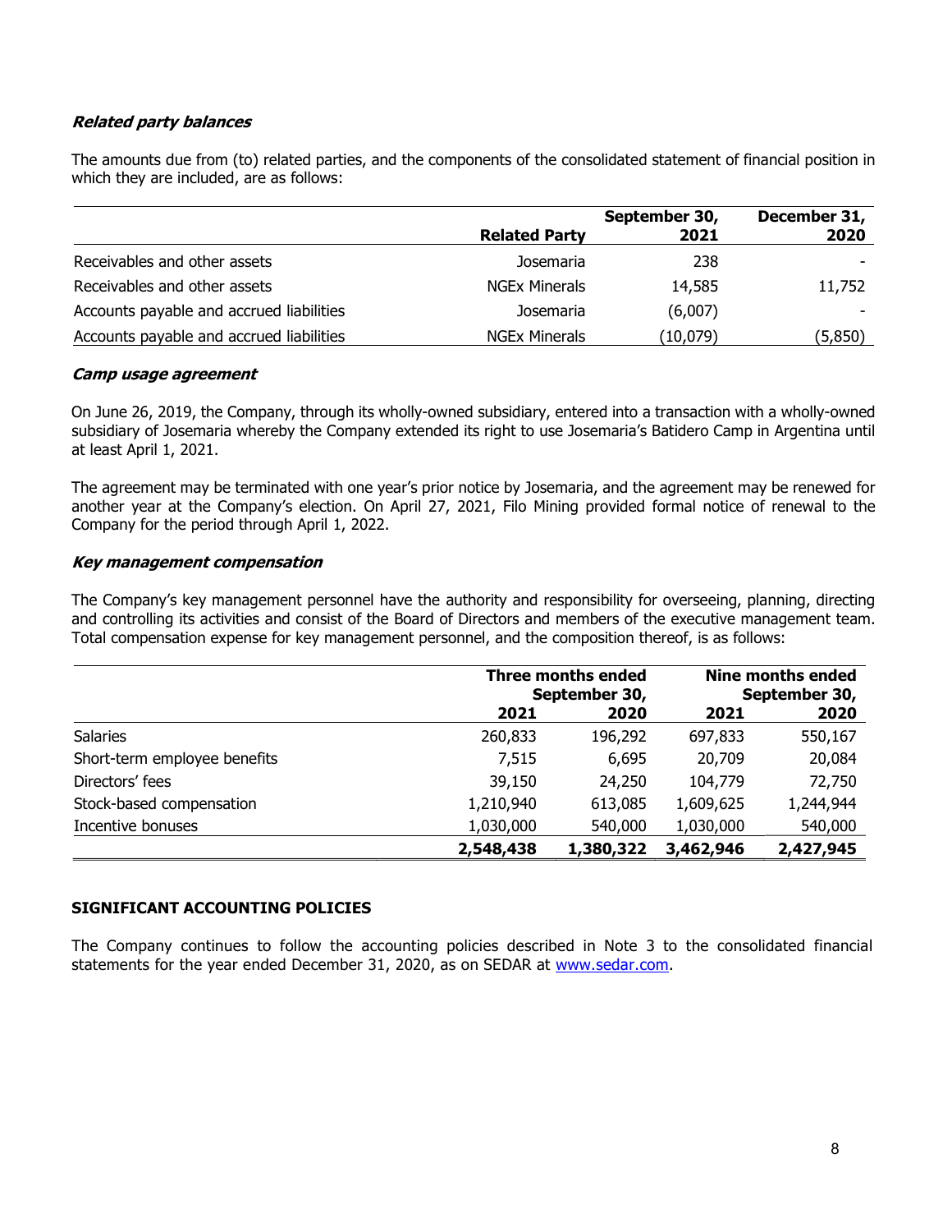***Related party balances***

The amounts due from (to) related parties, and the components of the consolidated statement of financial position in which they are included, are as follows:

| | **Related Party** | **September 30, 2021** | **December 31, 2020** |
|---|---|---|---|
| Receivables and other assets | Josemaria | 238 | - |
| Receivables and other assets | NGEx Minerals | 14,585 | 11,752 |
| Accounts payable and accrued liabilities | Josemaria | (6,007) | - |
| Accounts payable and accrued liabilities | NGEx Minerals | (10,079) | (5,850) |

***Camp usage agreement***

On June 26, 2019, the Company, through its wholly-owned subsidiary, entered into a transaction with a wholly-owned subsidiary of Josemaria whereby the Company extended its right to use Josemaria's Batidero Camp in Argentina until at least April 1, 2021.

The agreement may be terminated with one year's prior notice by Josemaria, and the agreement may be renewed for another year at the Company's election. On April 27, 2021, Filo Mining provided formal notice of renewal to the Company for the period through April 1, 2022.

***Key management compensation***

The Company's key management personnel have the authority and responsibility for overseeing, planning, directing and controlling its activities and consist of the Board of Directors and members of the executive management team. Total compensation expense for key management personnel, and the composition thereof, is as follows:

| | **Three months ended September 30,** | | **Nine months ended September 30,** | |
|---|---|---|---|---|
| | **2021** | **2020** | **2021** | **2020** |
| Salaries | 260,833 | 196,292 | 697,833 | 550,167 |
| Short-term employee benefits | 7,515 | 6,695 | 20,709 | 20,084 |
| Directors' fees | 39,150 | 24,250 | 104,779 | 72,750 |
| Stock-based compensation | 1,210,940 | 613,085 | 1,609,625 | 1,244,944 |
| Incentive bonuses | 1,030,000 | 540,000 | 1,030,000 | 540,000 |
| | **2,548,438** | **1,380,322** | **3,462,946** | **2,427,945** |

**SIGNIFICANT ACCOUNTING POLICIES**

The Company continues to follow the accounting policies described in Note 3 to the consolidated financial statements for the year ended December 31, 2020, as on SEDAR at www.sedar.com.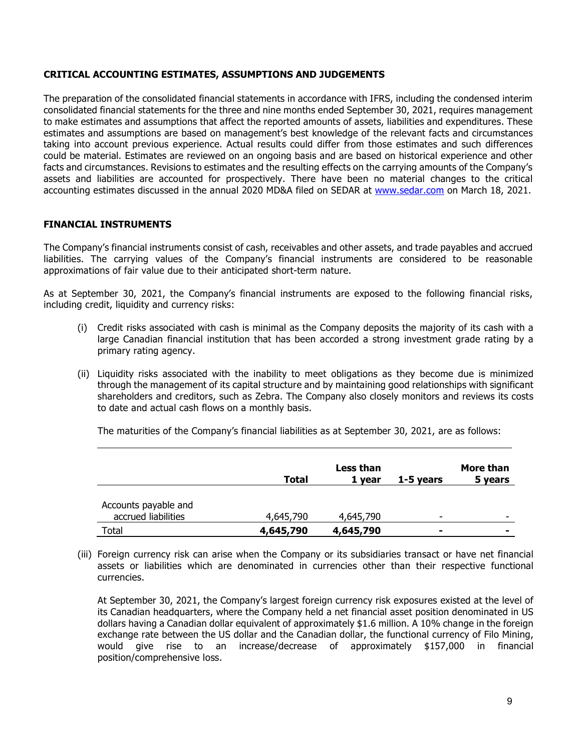## CRITICAL ACCOUNTING ESTIMATES, ASSUMPTIONS AND JUDGEMENTS

The preparation of the consolidated financial statements in accordance with IFRS, including the condensed interim consolidated financial statements for the three and nine months ended September 30, 2021, requires management to make estimates and assumptions that affect the reported amounts of assets, liabilities and expenditures. These estimates and assumptions are based on management's best knowledge of the relevant facts and circumstances taking into account previous experience. Actual results could differ from those estimates and such differences could be material. Estimates are reviewed on an ongoing basis and are based on historical experience and other facts and circumstances. Revisions to estimates and the resulting effects on the carrying amounts of the Company's assets and liabilities are accounted for prospectively. There have been no material changes to the critical accounting estimates discussed in the annual 2020 MD&A filed on SEDAR at www.sedar.com on March 18, 2021.

## FINANCIAL INSTRUMENTS

The Company's financial instruments consist of cash, receivables and other assets, and trade payables and accrued liabilities. The carrying values of the Company's financial instruments are considered to be reasonable approximations of fair value due to their anticipated short-term nature.

As at September 30, 2021, the Company's financial instruments are exposed to the following financial risks, including credit, liquidity and currency risks:

(i) Credit risks associated with cash is minimal as the Company deposits the majority of its cash with a large Canadian financial institution that has been accorded a strong investment grade rating by a primary rating agency.

(ii) Liquidity risks associated with the inability to meet obligations as they become due is minimized through the management of its capital structure and by maintaining good relationships with significant shareholders and creditors, such as Zebra. The Company also closely monitors and reviews its costs to date and actual cash flows on a monthly basis.

The maturities of the Company's financial liabilities as at September 30, 2021, are as follows:

| | **Total** | **Less than 1 year** | **1-5 years** | **More than 5 years** |
|---|---|---|---|---|
| Accounts payable and accrued liabilities | 4,645,790 | 4,645,790 | - | - |
| Total | **4,645,790** | **4,645,790** | **-** | **-** |

(iii) Foreign currency risk can arise when the Company or its subsidiaries transact or have net financial assets or liabilities which are denominated in currencies other than their respective functional currencies.

At September 30, 2021, the Company's largest foreign currency risk exposures existed at the level of its Canadian headquarters, where the Company held a net financial asset position denominated in US dollars having a Canadian dollar equivalent of approximately $1.6 million. A 10% change in the foreign exchange rate between the US dollar and the Canadian dollar, the functional currency of Filo Mining, would give rise to an increase/decrease of approximately $157,000 in financial position/comprehensive loss.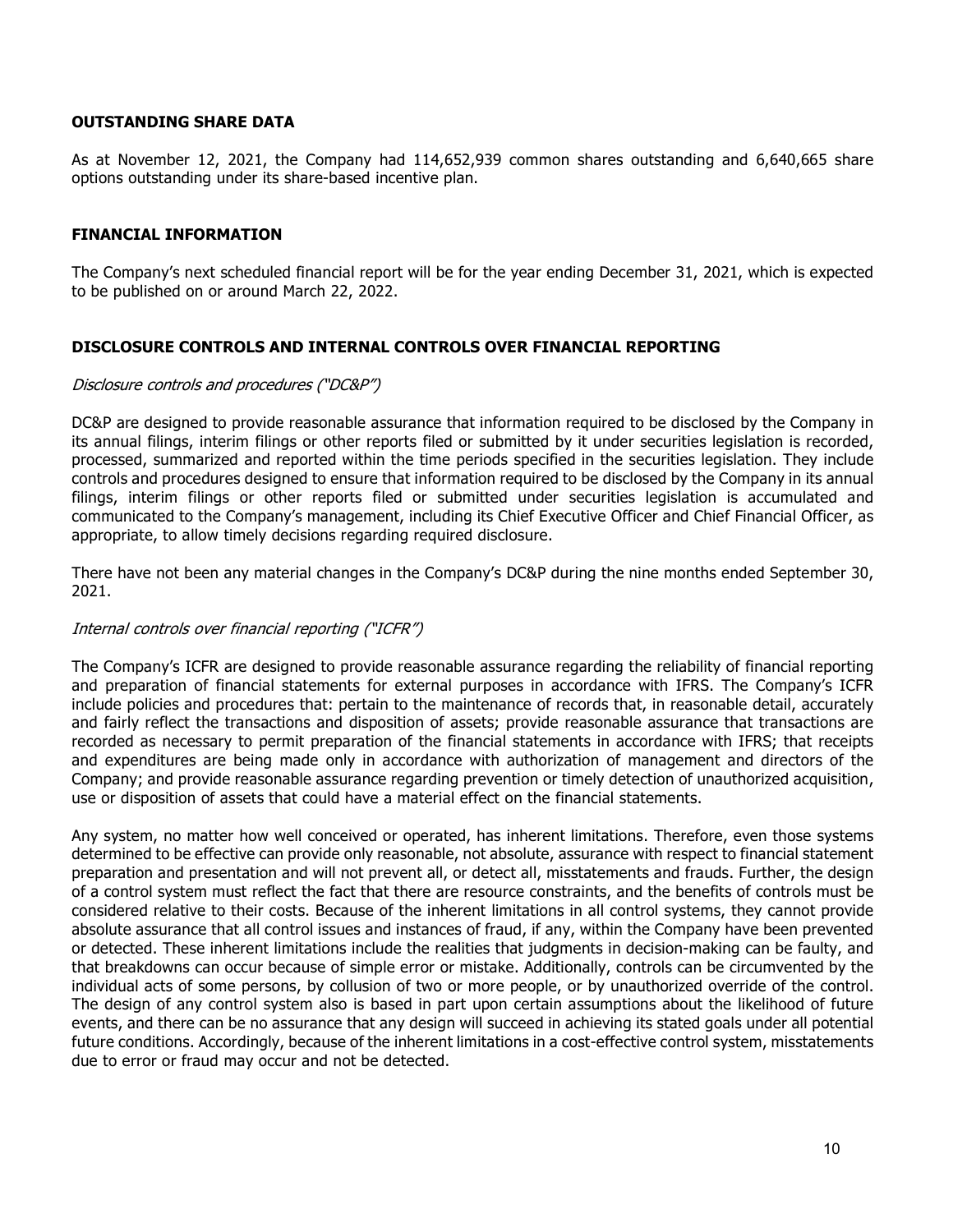## OUTSTANDING SHARE DATA

As at November 12, 2021, the Company had 114,652,939 common shares outstanding and 6,640,665 share options outstanding under its share-based incentive plan.

## FINANCIAL INFORMATION

The Company's next scheduled financial report will be for the year ending December 31, 2021, which is expected to be published on or around March 22, 2022.

## DISCLOSURE CONTROLS AND INTERNAL CONTROLS OVER FINANCIAL REPORTING

*Disclosure controls and procedures ("DC&P")*

DC&P are designed to provide reasonable assurance that information required to be disclosed by the Company in its annual filings, interim filings or other reports filed or submitted by it under securities legislation is recorded, processed, summarized and reported within the time periods specified in the securities legislation. They include controls and procedures designed to ensure that information required to be disclosed by the Company in its annual filings, interim filings or other reports filed or submitted under securities legislation is accumulated and communicated to the Company's management, including its Chief Executive Officer and Chief Financial Officer, as appropriate, to allow timely decisions regarding required disclosure.

There have not been any material changes in the Company's DC&P during the nine months ended September 30, 2021.

*Internal controls over financial reporting ("ICFR")*

The Company's ICFR are designed to provide reasonable assurance regarding the reliability of financial reporting and preparation of financial statements for external purposes in accordance with IFRS. The Company's ICFR include policies and procedures that: pertain to the maintenance of records that, in reasonable detail, accurately and fairly reflect the transactions and disposition of assets; provide reasonable assurance that transactions are recorded as necessary to permit preparation of the financial statements in accordance with IFRS; that receipts and expenditures are being made only in accordance with authorization of management and directors of the Company; and provide reasonable assurance regarding prevention or timely detection of unauthorized acquisition, use or disposition of assets that could have a material effect on the financial statements.

Any system, no matter how well conceived or operated, has inherent limitations. Therefore, even those systems determined to be effective can provide only reasonable, not absolute, assurance with respect to financial statement preparation and presentation and will not prevent all, or detect all, misstatements and frauds. Further, the design of a control system must reflect the fact that there are resource constraints, and the benefits of controls must be considered relative to their costs. Because of the inherent limitations in all control systems, they cannot provide absolute assurance that all control issues and instances of fraud, if any, within the Company have been prevented or detected. These inherent limitations include the realities that judgments in decision-making can be faulty, and that breakdowns can occur because of simple error or mistake. Additionally, controls can be circumvented by the individual acts of some persons, by collusion of two or more people, or by unauthorized override of the control. The design of any control system also is based in part upon certain assumptions about the likelihood of future events, and there can be no assurance that any design will succeed in achieving its stated goals under all potential future conditions. Accordingly, because of the inherent limitations in a cost-effective control system, misstatements due to error or fraud may occur and not be detected.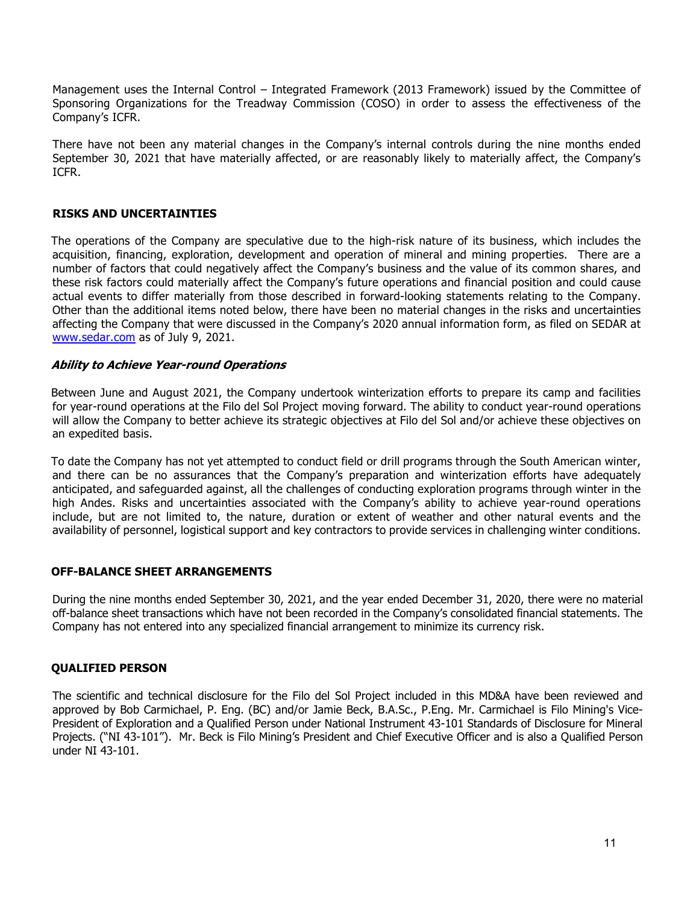Management uses the Internal Control – Integrated Framework (2013 Framework) issued by the Committee of Sponsoring Organizations for the Treadway Commission (COSO) in order to assess the effectiveness of the Company's ICFR.

There have not been any material changes in the Company's internal controls during the nine months ended September 30, 2021 that have materially affected, or are reasonably likely to materially affect, the Company's ICFR.

## RISKS AND UNCERTAINTIES

The operations of the Company are speculative due to the high-risk nature of its business, which includes the acquisition, financing, exploration, development and operation of mineral and mining properties. There are a number of factors that could negatively affect the Company's business and the value of its common shares, and these risk factors could materially affect the Company's future operations and financial position and could cause actual events to differ materially from those described in forward-looking statements relating to the Company. Other than the additional items noted below, there have been no material changes in the risks and uncertainties affecting the Company that were discussed in the Company's 2020 annual information form, as filed on SEDAR at www.sedar.com as of July 9, 2021.

### *Ability to Achieve Year-round Operations*

Between June and August 2021, the Company undertook winterization efforts to prepare its camp and facilities for year-round operations at the Filo del Sol Project moving forward. The ability to conduct year-round operations will allow the Company to better achieve its strategic objectives at Filo del Sol and/or achieve these objectives on an expedited basis.

To date the Company has not yet attempted to conduct field or drill programs through the South American winter, and there can be no assurances that the Company's preparation and winterization efforts have adequately anticipated, and safeguarded against, all the challenges of conducting exploration programs through winter in the high Andes. Risks and uncertainties associated with the Company's ability to achieve year-round operations include, but are not limited to, the nature, duration or extent of weather and other natural events and the availability of personnel, logistical support and key contractors to provide services in challenging winter conditions.

## OFF-BALANCE SHEET ARRANGEMENTS

During the nine months ended September 30, 2021, and the year ended December 31, 2020, there were no material off-balance sheet transactions which have not been recorded in the Company's consolidated financial statements. The Company has not entered into any specialized financial arrangement to minimize its currency risk.

## QUALIFIED PERSON

The scientific and technical disclosure for the Filo del Sol Project included in this MD&A have been reviewed and approved by Bob Carmichael, P. Eng. (BC) and/or Jamie Beck, B.A.Sc., P.Eng. Mr. Carmichael is Filo Mining's Vice-President of Exploration and a Qualified Person under National Instrument 43-101 Standards of Disclosure for Mineral Projects. ("NI 43-101"). Mr. Beck is Filo Mining's President and Chief Executive Officer and is also a Qualified Person under NI 43-101.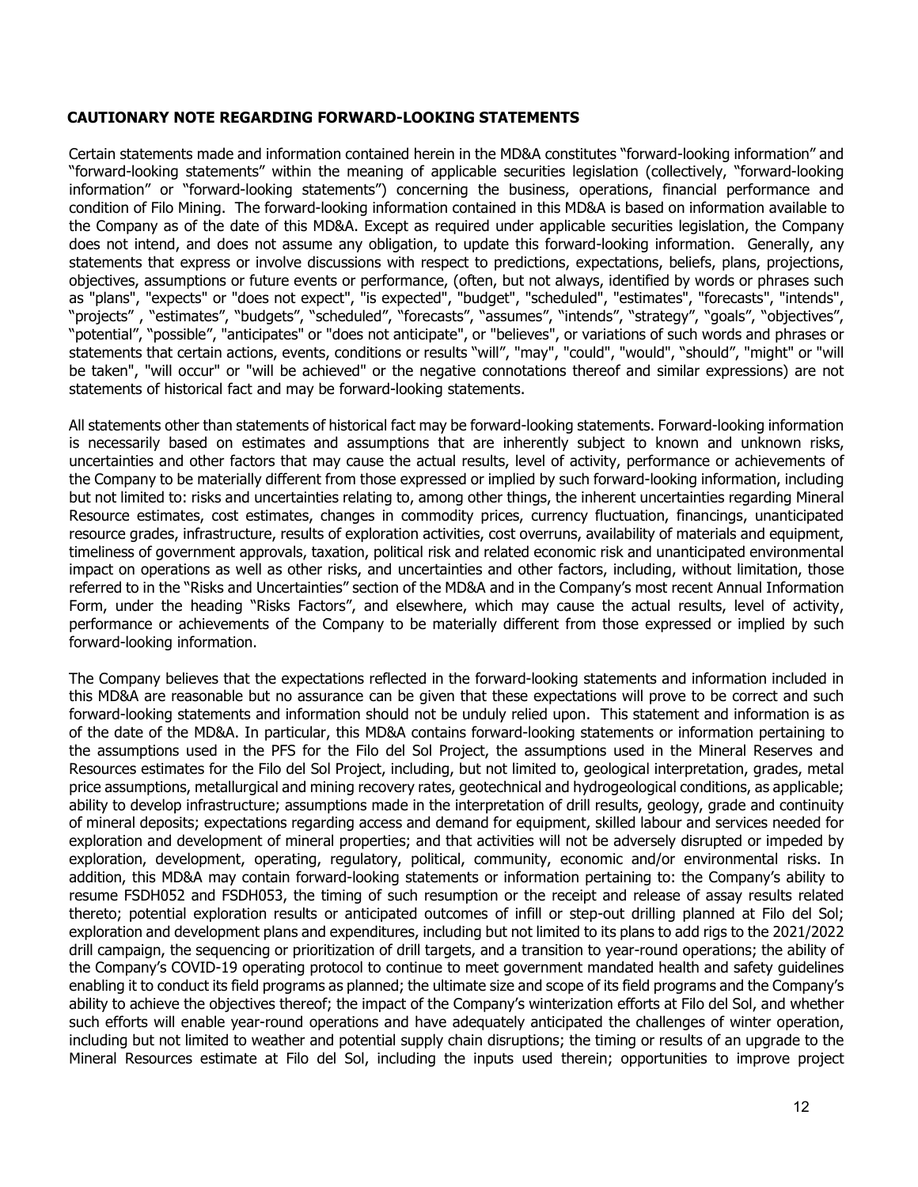## CAUTIONARY NOTE REGARDING FORWARD-LOOKING STATEMENTS

Certain statements made and information contained herein in the MD&A constitutes "forward-looking information" and "forward-looking statements" within the meaning of applicable securities legislation (collectively, "forward-looking information" or "forward-looking statements") concerning the business, operations, financial performance and condition of Filo Mining. The forward-looking information contained in this MD&A is based on information available to the Company as of the date of this MD&A. Except as required under applicable securities legislation, the Company does not intend, and does not assume any obligation, to update this forward-looking information. Generally, any statements that express or involve discussions with respect to predictions, expectations, beliefs, plans, projections, objectives, assumptions or future events or performance, (often, but not always, identified by words or phrases such as "plans", "expects" or "does not expect", "is expected", "budget", "scheduled", "estimates", "forecasts", "intends", "projects" , "estimates", "budgets", "scheduled", "forecasts", "assumes", "intends", "strategy", "goals", "objectives", "potential", "possible", "anticipates" or "does not anticipate", or "believes", or variations of such words and phrases or statements that certain actions, events, conditions or results "will", "may", "could", "would", "should", "might" or "will be taken", "will occur" or "will be achieved" or the negative connotations thereof and similar expressions) are not statements of historical fact and may be forward-looking statements.

All statements other than statements of historical fact may be forward-looking statements. Forward-looking information is necessarily based on estimates and assumptions that are inherently subject to known and unknown risks, uncertainties and other factors that may cause the actual results, level of activity, performance or achievements of the Company to be materially different from those expressed or implied by such forward-looking information, including but not limited to: risks and uncertainties relating to, among other things, the inherent uncertainties regarding Mineral Resource estimates, cost estimates, changes in commodity prices, currency fluctuation, financings, unanticipated resource grades, infrastructure, results of exploration activities, cost overruns, availability of materials and equipment, timeliness of government approvals, taxation, political risk and related economic risk and unanticipated environmental impact on operations as well as other risks, and uncertainties and other factors, including, without limitation, those referred to in the "Risks and Uncertainties" section of the MD&A and in the Company's most recent Annual Information Form, under the heading "Risks Factors", and elsewhere, which may cause the actual results, level of activity, performance or achievements of the Company to be materially different from those expressed or implied by such forward-looking information.

The Company believes that the expectations reflected in the forward-looking statements and information included in this MD&A are reasonable but no assurance can be given that these expectations will prove to be correct and such forward-looking statements and information should not be unduly relied upon. This statement and information is as of the date of the MD&A. In particular, this MD&A contains forward-looking statements or information pertaining to the assumptions used in the PFS for the Filo del Sol Project, the assumptions used in the Mineral Reserves and Resources estimates for the Filo del Sol Project, including, but not limited to, geological interpretation, grades, metal price assumptions, metallurgical and mining recovery rates, geotechnical and hydrogeological conditions, as applicable; ability to develop infrastructure; assumptions made in the interpretation of drill results, geology, grade and continuity of mineral deposits; expectations regarding access and demand for equipment, skilled labour and services needed for exploration and development of mineral properties; and that activities will not be adversely disrupted or impeded by exploration, development, operating, regulatory, political, community, economic and/or environmental risks. In addition, this MD&A may contain forward-looking statements or information pertaining to: the Company's ability to resume FSDH052 and FSDH053, the timing of such resumption or the receipt and release of assay results related thereto; potential exploration results or anticipated outcomes of infill or step-out drilling planned at Filo del Sol; exploration and development plans and expenditures, including but not limited to its plans to add rigs to the 2021/2022 drill campaign, the sequencing or prioritization of drill targets, and a transition to year-round operations; the ability of the Company's COVID-19 operating protocol to continue to meet government mandated health and safety guidelines enabling it to conduct its field programs as planned; the ultimate size and scope of its field programs and the Company's ability to achieve the objectives thereof; the impact of the Company's winterization efforts at Filo del Sol, and whether such efforts will enable year-round operations and have adequately anticipated the challenges of winter operation, including but not limited to weather and potential supply chain disruptions; the timing or results of an upgrade to the Mineral Resources estimate at Filo del Sol, including the inputs used therein; opportunities to improve project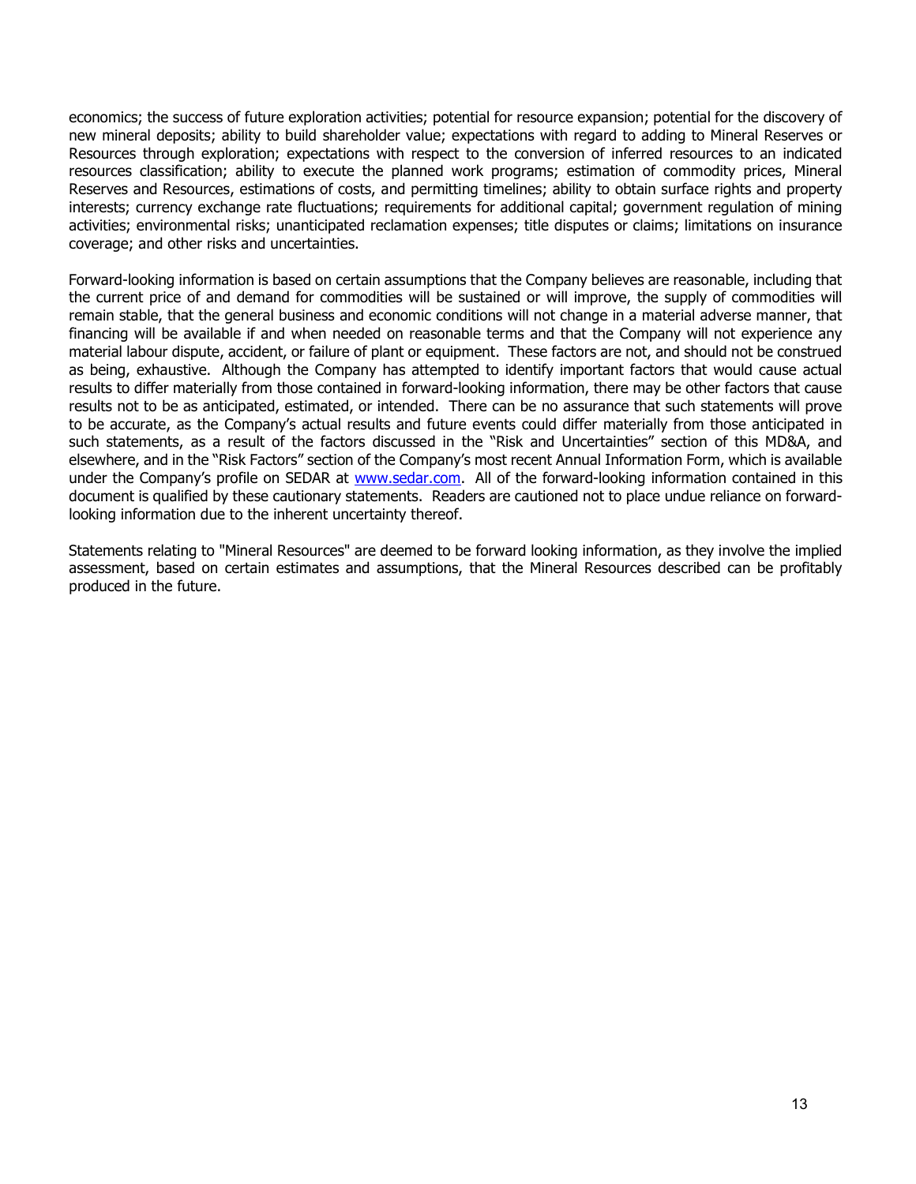economics; the success of future exploration activities; potential for resource expansion; potential for the discovery of new mineral deposits; ability to build shareholder value; expectations with regard to adding to Mineral Reserves or Resources through exploration; expectations with respect to the conversion of inferred resources to an indicated resources classification; ability to execute the planned work programs; estimation of commodity prices, Mineral Reserves and Resources, estimations of costs, and permitting timelines; ability to obtain surface rights and property interests; currency exchange rate fluctuations; requirements for additional capital; government regulation of mining activities; environmental risks; unanticipated reclamation expenses; title disputes or claims; limitations on insurance coverage; and other risks and uncertainties.

Forward-looking information is based on certain assumptions that the Company believes are reasonable, including that the current price of and demand for commodities will be sustained or will improve, the supply of commodities will remain stable, that the general business and economic conditions will not change in a material adverse manner, that financing will be available if and when needed on reasonable terms and that the Company will not experience any material labour dispute, accident, or failure of plant or equipment. These factors are not, and should not be construed as being, exhaustive. Although the Company has attempted to identify important factors that would cause actual results to differ materially from those contained in forward-looking information, there may be other factors that cause results not to be as anticipated, estimated, or intended. There can be no assurance that such statements will prove to be accurate, as the Company's actual results and future events could differ materially from those anticipated in such statements, as a result of the factors discussed in the "Risk and Uncertainties" section of this MD&A, and elsewhere, and in the "Risk Factors" section of the Company's most recent Annual Information Form, which is available under the Company's profile on SEDAR at [www.sedar.com](http://www.sedar.com). All of the forward-looking information contained in this document is qualified by these cautionary statements. Readers are cautioned not to place undue reliance on forward-looking information due to the inherent uncertainty thereof.

Statements relating to "Mineral Resources" are deemed to be forward looking information, as they involve the implied assessment, based on certain estimates and assumptions, that the Mineral Resources described can be profitably produced in the future.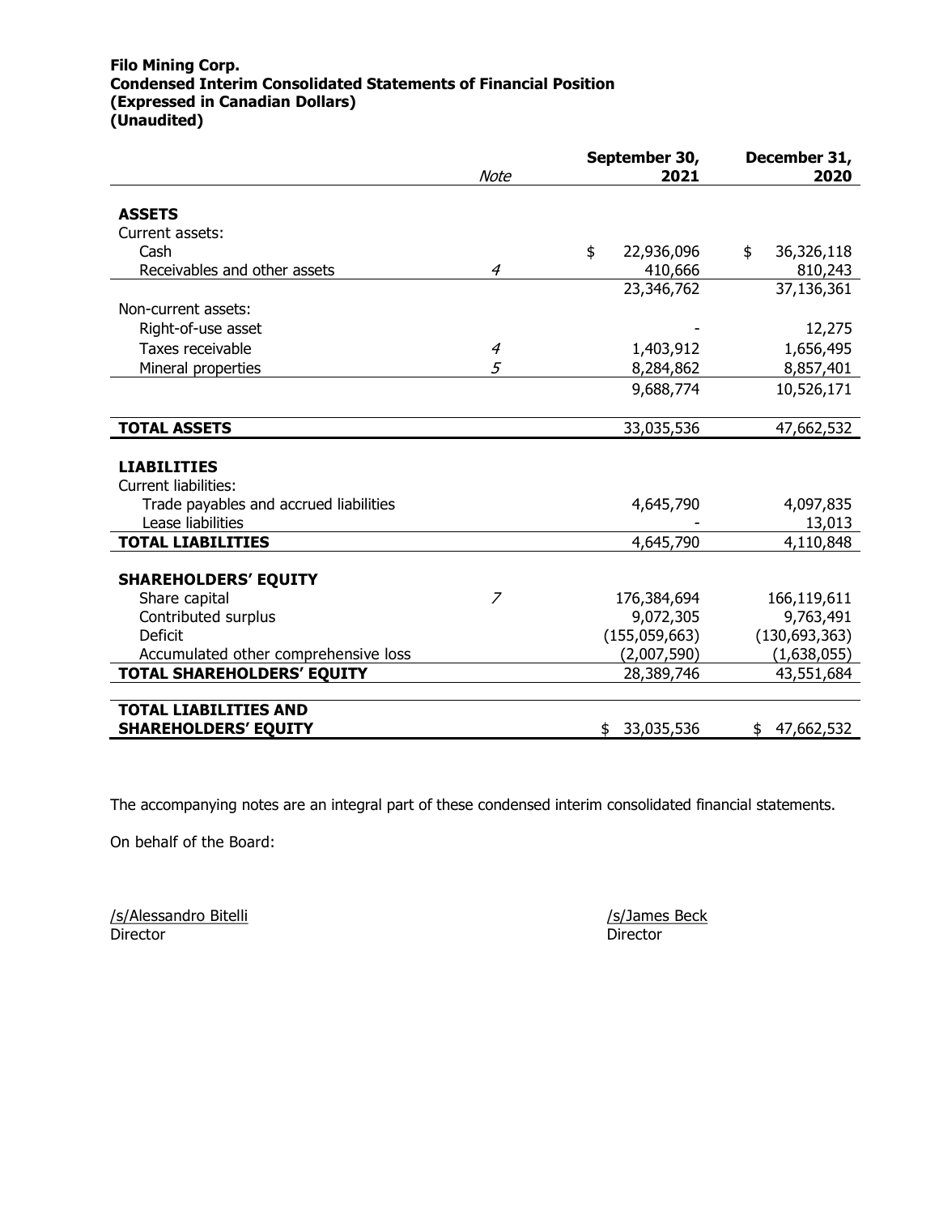**Filo Mining Corp.**
**Condensed Interim Consolidated Statements of Financial Position**
**(Expressed in Canadian Dollars)**
**(Unaudited)**

| | *Note* | September 30, 2021 | December 31, 2020 |
|---|---|---|---|
| **ASSETS** | | | |
| Current assets: | | | |
| Cash | | $ 22,936,096 | $ 36,326,118 |
| Receivables and other assets | *4* | 410,666 | 810,243 |
| | | 23,346,762 | 37,136,361 |
| Non-current assets: | | | |
| Right-of-use asset | | - | 12,275 |
| Taxes receivable | *4* | 1,403,912 | 1,656,495 |
| Mineral properties | *5* | 8,284,862 | 8,857,401 |
| | | 9,688,774 | 10,526,171 |
| **TOTAL ASSETS** | | 33,035,536 | 47,662,532 |
| **LIABILITIES** | | | |
| Current liabilities: | | | |
| Trade payables and accrued liabilities | | 4,645,790 | 4,097,835 |
| Lease liabilities | | - | 13,013 |
| **TOTAL LIABILITIES** | | 4,645,790 | 4,110,848 |
| **SHAREHOLDERS' EQUITY** | | | |
| Share capital | *7* | 176,384,694 | 166,119,611 |
| Contributed surplus | | 9,072,305 | 9,763,491 |
| Deficit | | (155,059,663) | (130,693,363) |
| Accumulated other comprehensive loss | | (2,007,590) | (1,638,055) |
| **TOTAL SHAREHOLDERS' EQUITY** | | 28,389,746 | 43,551,684 |
| **TOTAL LIABILITIES AND SHAREHOLDERS' EQUITY** | | $ 33,035,536 | $ 47,662,532 |

The accompanying notes are an integral part of these condensed interim consolidated financial statements.

On behalf of the Board:

/s/Alessandro Bitelli
Director

/s/James Beck
Director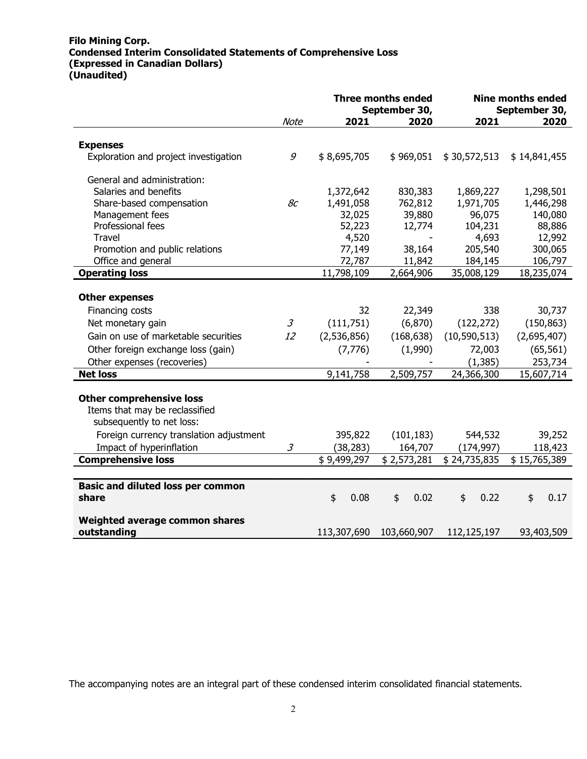**Filo Mining Corp.**
**Condensed Interim Consolidated Statements of Comprehensive Loss**
**(Expressed in Canadian Dollars)**
**(Unaudited)**

| | Note | Three months ended September 30, 2021 | Three months ended September 30, 2020 | Nine months ended September 30, 2021 | Nine months ended September 30, 2020 |
|---|---|---|---|---|---|
| **Expenses** | | | | | |
| Exploration and project investigation | *9* | $ 8,695,705 | $ 969,051 | $ 30,572,513 | $ 14,841,455 |
| General and administration: | | | | | |
| Salaries and benefits | | 1,372,642 | 830,383 | 1,869,227 | 1,298,501 |
| Share-based compensation | *8c* | 1,491,058 | 762,812 | 1,971,705 | 1,446,298 |
| Management fees | | 32,025 | 39,880 | 96,075 | 140,080 |
| Professional fees | | 52,223 | 12,774 | 104,231 | 88,886 |
| Travel | | 4,520 | - | 4,693 | 12,992 |
| Promotion and public relations | | 77,149 | 38,164 | 205,540 | 300,065 |
| Office and general | | 72,787 | 11,842 | 184,145 | 106,797 |
| **Operating loss** | | 11,798,109 | 2,664,906 | 35,008,129 | 18,235,074 |
| **Other expenses** | | | | | |
| Financing costs | | 32 | 22,349 | 338 | 30,737 |
| Net monetary gain | *3* | (111,751) | (6,870) | (122,272) | (150,863) |
| Gain on use of marketable securities | *12* | (2,536,856) | (168,638) | (10,590,513) | (2,695,407) |
| Other foreign exchange loss (gain) | | (7,776) | (1,990) | 72,003 | (65,561) |
| Other expenses (recoveries) | | - | - | (1,385) | 253,734 |
| **Net loss** | | 9,141,758 | 2,509,757 | 24,366,300 | 15,607,714 |
| **Other comprehensive loss** | | | | | |
| Items that may be reclassified subsequently to net loss: | | | | | |
| Foreign currency translation adjustment | | 395,822 | (101,183) | 544,532 | 39,252 |
| Impact of hyperinflation | *3* | (38,283) | 164,707 | (174,997) | 118,423 |
| **Comprehensive loss** | | $ 9,499,297 | $ 2,573,281 | $ 24,735,835 | $ 15,765,389 |
| **Basic and diluted loss per common share** | | $ 0.08 | $ 0.02 | $ 0.22 | $ 0.17 |
| **Weighted average common shares outstanding** | | 113,307,690 | 103,660,907 | 112,125,197 | 93,403,509 |

The accompanying notes are an integral part of these condensed interim consolidated financial statements.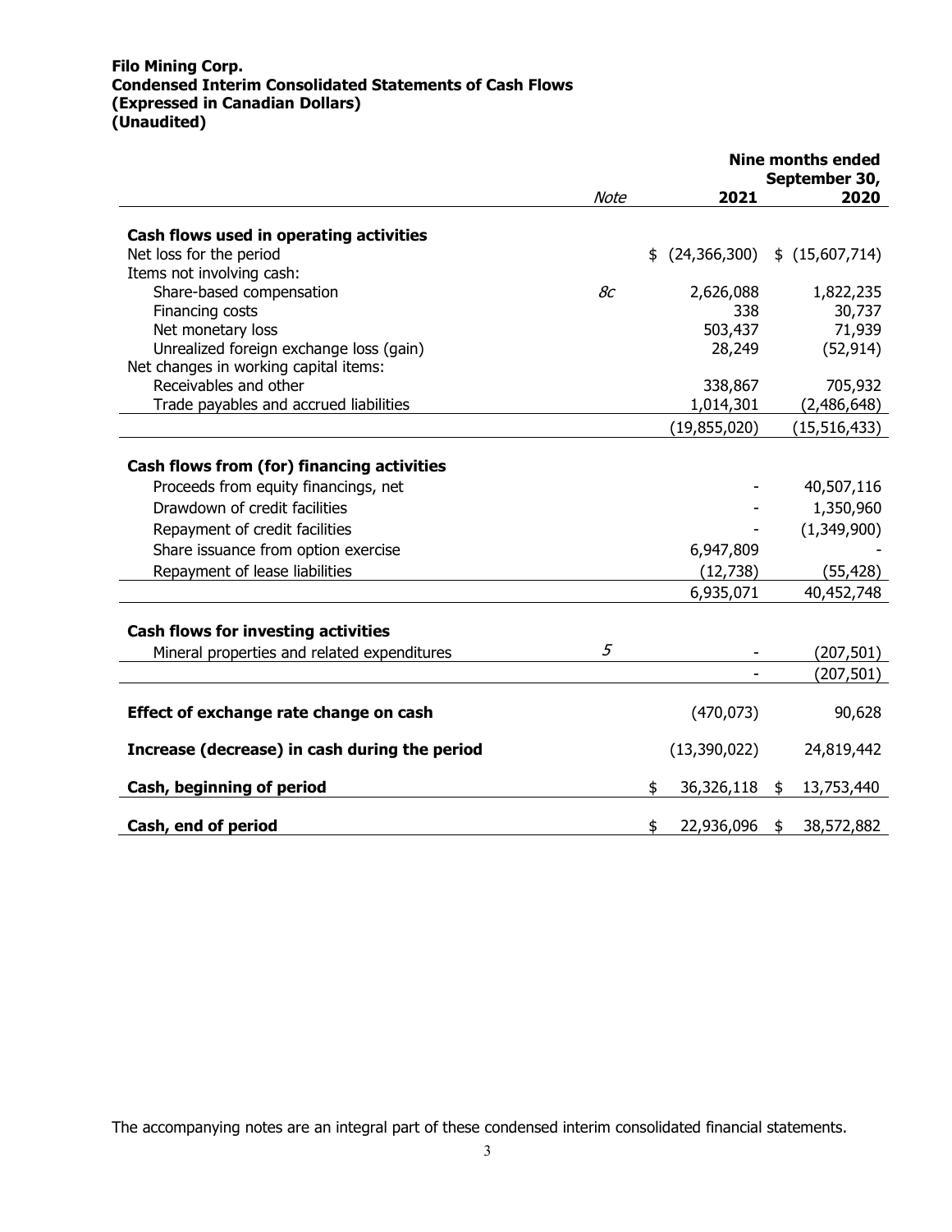**Filo Mining Corp.**
**Condensed Interim Consolidated Statements of Cash Flows**
**(Expressed in Canadian Dollars)**
**(Unaudited)**

| | Note | Nine months ended September 30, 2021 | 2020 |
|---|---|---|---|
| **Cash flows used in operating activities** | | | |
| Net loss for the period | | $ (24,366,300) | $ (15,607,714) |
| Items not involving cash: | | | |
| Share-based compensation | *8c* | 2,626,088 | 1,822,235 |
| Financing costs | | 338 | 30,737 |
| Net monetary loss | | 503,437 | 71,939 |
| Unrealized foreign exchange loss (gain) | | 28,249 | (52,914) |
| Net changes in working capital items: | | | |
| Receivables and other | | 338,867 | 705,932 |
| Trade payables and accrued liabilities | | 1,014,301 | (2,486,648) |
| | | (19,855,020) | (15,516,433) |
| **Cash flows from (for) financing activities** | | | |
| Proceeds from equity financings, net | | - | 40,507,116 |
| Drawdown of credit facilities | | - | 1,350,960 |
| Repayment of credit facilities | | - | (1,349,900) |
| Share issuance from option exercise | | 6,947,809 | - |
| Repayment of lease liabilities | | (12,738) | (55,428) |
| | | 6,935,071 | 40,452,748 |
| **Cash flows for investing activities** | | | |
| Mineral properties and related expenditures | *5* | - | (207,501) |
| | | - | (207,501) |
| **Effect of exchange rate change on cash** | | (470,073) | 90,628 |
| **Increase (decrease) in cash during the period** | | (13,390,022) | 24,819,442 |
| **Cash, beginning of period** | | $ 36,326,118 | $ 13,753,440 |
| **Cash, end of period** | | $ 22,936,096 | $ 38,572,882 |

The accompanying notes are an integral part of these condensed interim consolidated financial statements.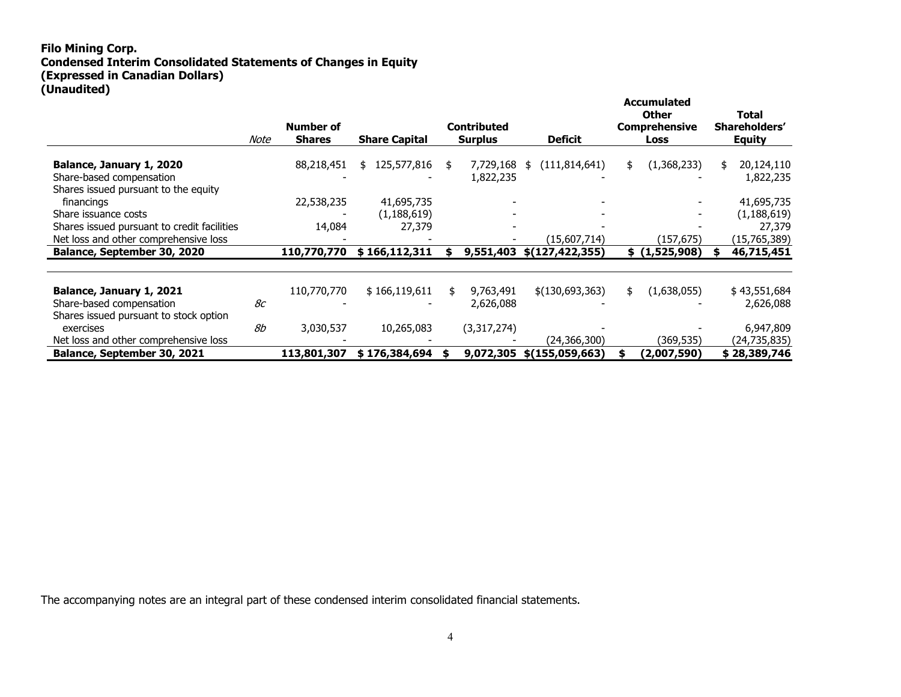**Filo Mining Corp.**
**Condensed Interim Consolidated Statements of Changes in Equity**
**(Expressed in Canadian Dollars)**
**(Unaudited)**

| | Note | Number of Shares | Share Capital | Contributed Surplus | Deficit | Accumulated Other Comprehensive Loss | Total Shareholders' Equity |
|---|---|---|---|---|---|---|---|
| **Balance, January 1, 2020** | | 88,218,451 | $ 125,577,816 | $ 7,729,168 | $ (111,814,641) | $ (1,368,233) | $ 20,124,110 |
| Share-based compensation | | - | - | 1,822,235 | - | - | 1,822,235 |
| Shares issued pursuant to the equity financings | | 22,538,235 | 41,695,735 | - | - | - | 41,695,735 |
| Share issuance costs | | - | (1,188,619) | - | - | - | (1,188,619) |
| Shares issued pursuant to credit facilities | | 14,084 | 27,379 | - | - | - | 27,379 |
| Net loss and other comprehensive loss | | - | - | - | (15,607,714) | (157,675) | (15,765,389) |
| **Balance, September 30, 2020** | | **110,770,770** | **$ 166,112,311** | **$ 9,551,403** | **$(127,422,355)** | **$ (1,525,908)** | **$ 46,715,451** |
| | | | | | | | |
| **Balance, January 1, 2021** | | 110,770,770 | $ 166,119,611 | $ 9,763,491 | $(130,693,363) | $ (1,638,055) | $ 43,551,684 |
| Share-based compensation | *8c* | - | - | 2,626,088 | - | - | 2,626,088 |
| Shares issued pursuant to stock option exercises | *8b* | 3,030,537 | 10,265,083 | (3,317,274) | - | - | 6,947,809 |
| Net loss and other comprehensive loss | | - | - | - | (24,366,300) | (369,535) | (24,735,835) |
| **Balance, September 30, 2021** | | **113,801,307** | **$ 176,384,694** | **$ 9,072,305** | **$(155,059,663)** | **$ (2,007,590)** | **$ 28,389,746** |

The accompanying notes are an integral part of these condensed interim consolidated financial statements.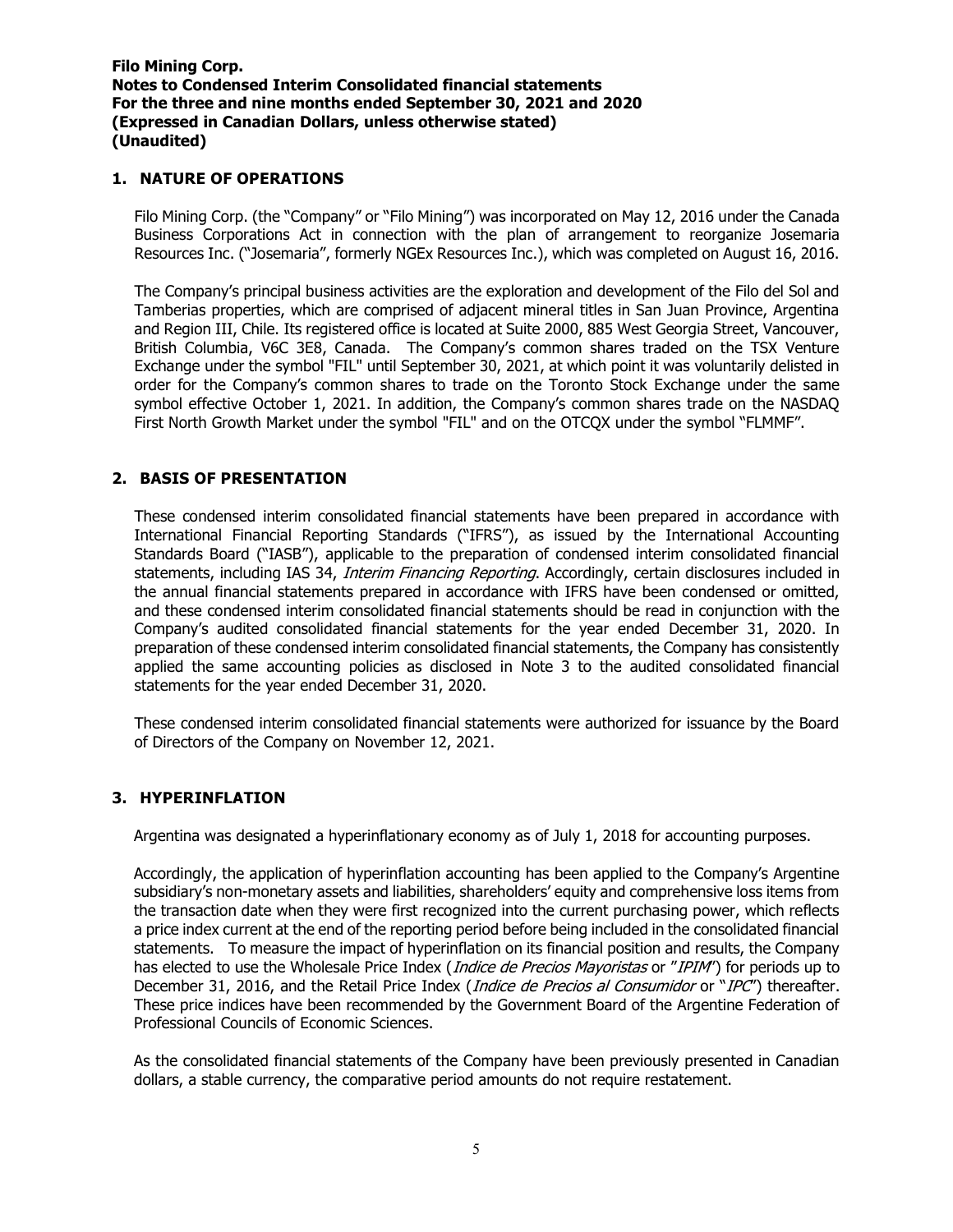## 1. NATURE OF OPERATIONS

Filo Mining Corp. (the "Company" or "Filo Mining") was incorporated on May 12, 2016 under the Canada Business Corporations Act in connection with the plan of arrangement to reorganize Josemaria Resources Inc. ("Josemaria", formerly NGEx Resources Inc.), which was completed on August 16, 2016.

The Company's principal business activities are the exploration and development of the Filo del Sol and Tamberias properties, which are comprised of adjacent mineral titles in San Juan Province, Argentina and Region III, Chile. Its registered office is located at Suite 2000, 885 West Georgia Street, Vancouver, British Columbia, V6C 3E8, Canada. The Company's common shares traded on the TSX Venture Exchange under the symbol "FIL" until September 30, 2021, at which point it was voluntarily delisted in order for the Company's common shares to trade on the Toronto Stock Exchange under the same symbol effective October 1, 2021. In addition, the Company's common shares trade on the NASDAQ First North Growth Market under the symbol "FIL" and on the OTCQX under the symbol "FLMMF".

## 2. BASIS OF PRESENTATION

These condensed interim consolidated financial statements have been prepared in accordance with International Financial Reporting Standards ("IFRS"), as issued by the International Accounting Standards Board ("IASB"), applicable to the preparation of condensed interim consolidated financial statements, including IAS 34, *Interim Financing Reporting*. Accordingly, certain disclosures included in the annual financial statements prepared in accordance with IFRS have been condensed or omitted, and these condensed interim consolidated financial statements should be read in conjunction with the Company's audited consolidated financial statements for the year ended December 31, 2020. In preparation of these condensed interim consolidated financial statements, the Company has consistently applied the same accounting policies as disclosed in Note 3 to the audited consolidated financial statements for the year ended December 31, 2020.

These condensed interim consolidated financial statements were authorized for issuance by the Board of Directors of the Company on November 12, 2021.

## 3. HYPERINFLATION

Argentina was designated a hyperinflationary economy as of July 1, 2018 for accounting purposes.

Accordingly, the application of hyperinflation accounting has been applied to the Company's Argentine subsidiary's non-monetary assets and liabilities, shareholders' equity and comprehensive loss items from the transaction date when they were first recognized into the current purchasing power, which reflects a price index current at the end of the reporting period before being included in the consolidated financial statements. To measure the impact of hyperinflation on its financial position and results, the Company has elected to use the Wholesale Price Index (*Indice de Precios Mayoristas* or "*IPIM*") for periods up to December 31, 2016, and the Retail Price Index (*Indice de Precios al Consumidor* or "*IPC*") thereafter. These price indices have been recommended by the Government Board of the Argentine Federation of Professional Councils of Economic Sciences.

As the consolidated financial statements of the Company have been previously presented in Canadian dollars, a stable currency, the comparative period amounts do not require restatement.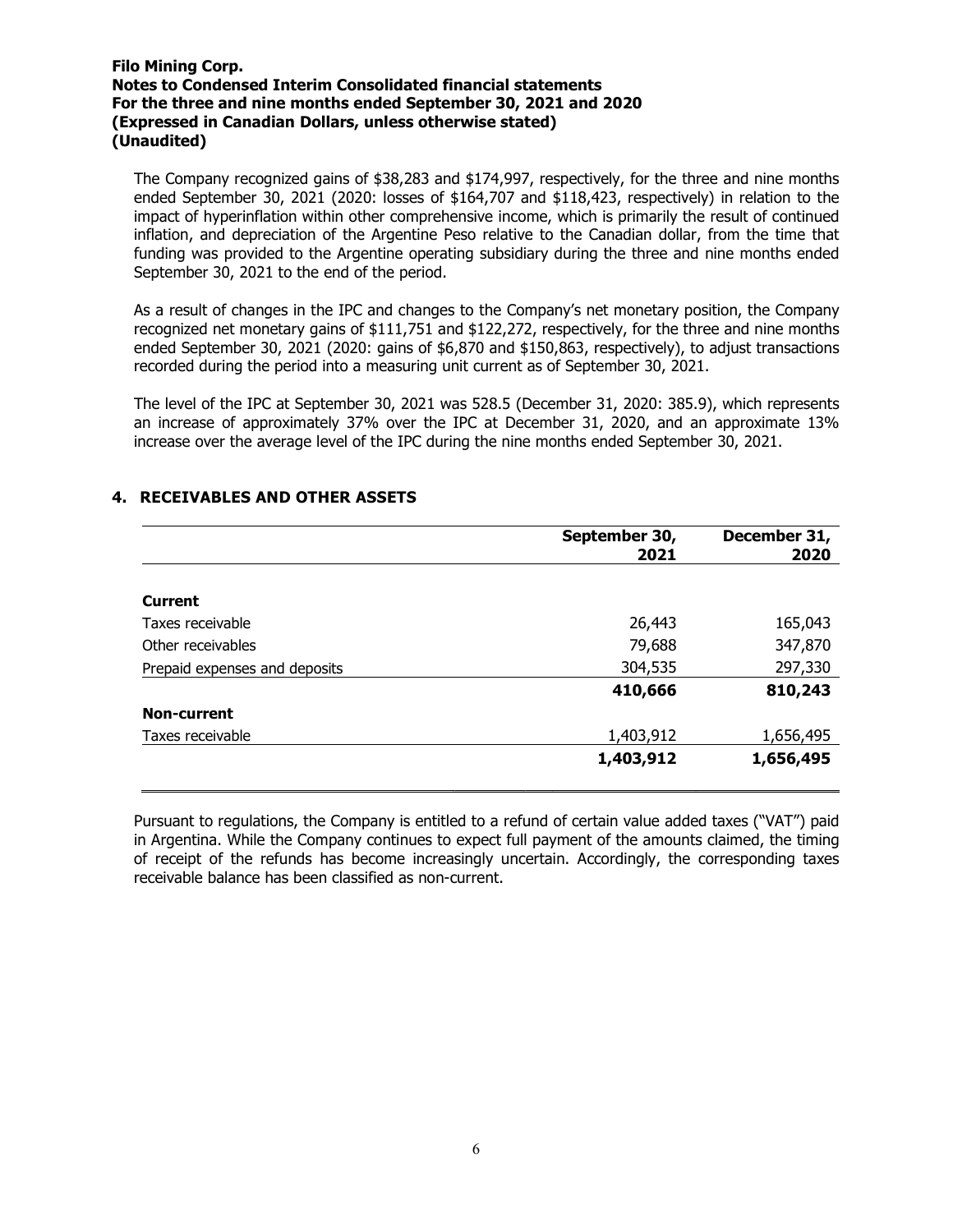The Company recognized gains of $38,283 and $174,997, respectively, for the three and nine months ended September 30, 2021 (2020: losses of $164,707 and $118,423, respectively) in relation to the impact of hyperinflation within other comprehensive income, which is primarily the result of continued inflation, and depreciation of the Argentine Peso relative to the Canadian dollar, from the time that funding was provided to the Argentine operating subsidiary during the three and nine months ended September 30, 2021 to the end of the period.

As a result of changes in the IPC and changes to the Company's net monetary position, the Company recognized net monetary gains of $111,751 and $122,272, respectively, for the three and nine months ended September 30, 2021 (2020: gains of $6,870 and $150,863, respectively), to adjust transactions recorded during the period into a measuring unit current as of September 30, 2021.

The level of the IPC at September 30, 2021 was 528.5 (December 31, 2020: 385.9), which represents an increase of approximately 37% over the IPC at December 31, 2020, and an approximate 13% increase over the average level of the IPC during the nine months ended September 30, 2021.

## 4. RECEIVABLES AND OTHER ASSETS

| | September 30, 2021 | December 31, 2020 |
|---|---|---|
| **Current** | | |
| Taxes receivable | 26,443 | 165,043 |
| Other receivables | 79,688 | 347,870 |
| Prepaid expenses and deposits | 304,535 | 297,330 |
| | **410,666** | **810,243** |
| **Non-current** | | |
| Taxes receivable | 1,403,912 | 1,656,495 |
| | **1,403,912** | **1,656,495** |

Pursuant to regulations, the Company is entitled to a refund of certain value added taxes ("VAT") paid in Argentina. While the Company continues to expect full payment of the amounts claimed, the timing of receipt of the refunds has become increasingly uncertain. Accordingly, the corresponding taxes receivable balance has been classified as non-current.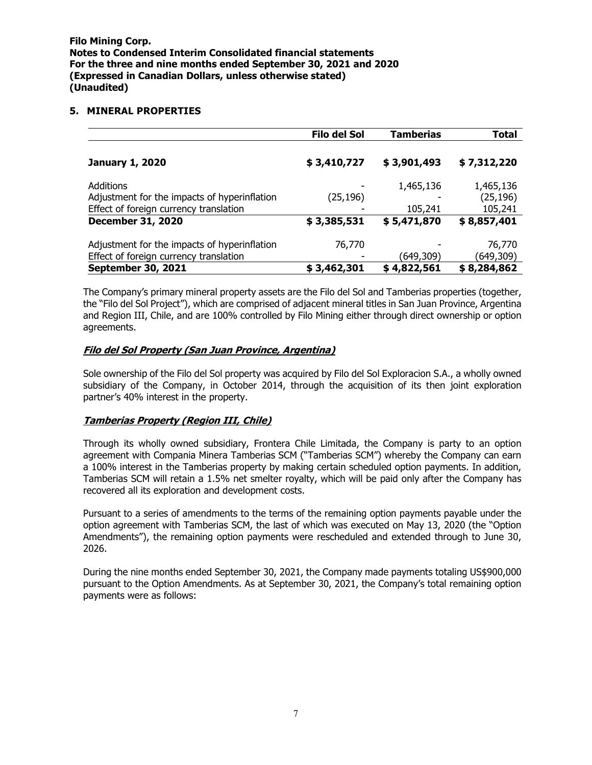## 5. MINERAL PROPERTIES

| | Filo del Sol | Tamberias | Total |
|---|---|---|---|
| **January 1, 2020** | **$ 3,410,727** | **$ 3,901,493** | **$ 7,312,220** |
| Additions | - | 1,465,136 | 1,465,136 |
| Adjustment for the impacts of hyperinflation | (25,196) | - | (25,196) |
| Effect of foreign currency translation | - | 105,241 | 105,241 |
| **December 31, 2020** | **$ 3,385,531** | **$ 5,471,870** | **$ 8,857,401** |
| Adjustment for the impacts of hyperinflation | 76,770 | - | 76,770 |
| Effect of foreign currency translation | - | (649,309) | (649,309) |
| **September 30, 2021** | **$ 3,462,301** | **$ 4,822,561** | **$ 8,284,862** |

The Company's primary mineral property assets are the Filo del Sol and Tamberias properties (together, the "Filo del Sol Project"), which are comprised of adjacent mineral titles in San Juan Province, Argentina and Region III, Chile, and are 100% controlled by Filo Mining either through direct ownership or option agreements.

### ***Filo del Sol Property (San Juan Province, Argentina)***

Sole ownership of the Filo del Sol property was acquired by Filo del Sol Exploracion S.A., a wholly owned subsidiary of the Company, in October 2014, through the acquisition of its then joint exploration partner's 40% interest in the property.

### ***Tamberias Property (Region III, Chile)***

Through its wholly owned subsidiary, Frontera Chile Limitada, the Company is party to an option agreement with Compania Minera Tamberias SCM ("Tamberias SCM") whereby the Company can earn a 100% interest in the Tamberias property by making certain scheduled option payments. In addition, Tamberias SCM will retain a 1.5% net smelter royalty, which will be paid only after the Company has recovered all its exploration and development costs.

Pursuant to a series of amendments to the terms of the remaining option payments payable under the option agreement with Tamberias SCM, the last of which was executed on May 13, 2020 (the "Option Amendments"), the remaining option payments were rescheduled and extended through to June 30, 2026.

During the nine months ended September 30, 2021, the Company made payments totaling US$900,000 pursuant to the Option Amendments. As at September 30, 2021, the Company's total remaining option payments were as follows: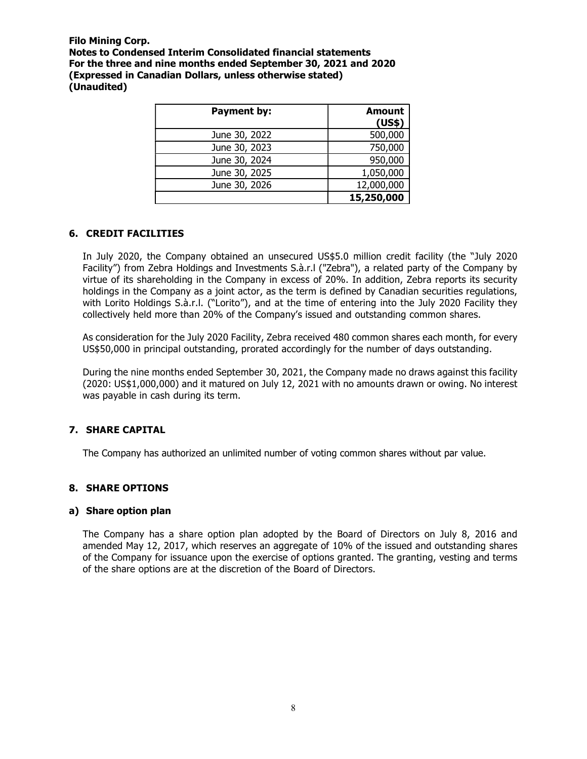| Payment by: | Amount (US$) |
|---|---|
| June 30, 2022 | 500,000 |
| June 30, 2023 | 750,000 |
| June 30, 2024 | 950,000 |
| June 30, 2025 | 1,050,000 |
| June 30, 2026 | 12,000,000 |
| | **15,250,000** |

## 6. CREDIT FACILITIES

In July 2020, the Company obtained an unsecured US$5.0 million credit facility (the "July 2020 Facility") from Zebra Holdings and Investments S.à.r.l ("Zebra"), a related party of the Company by virtue of its shareholding in the Company in excess of 20%. In addition, Zebra reports its security holdings in the Company as a joint actor, as the term is defined by Canadian securities regulations, with Lorito Holdings S.à.r.l. ("Lorito"), and at the time of entering into the July 2020 Facility they collectively held more than 20% of the Company's issued and outstanding common shares.

As consideration for the July 2020 Facility, Zebra received 480 common shares each month, for every US$50,000 in principal outstanding, prorated accordingly for the number of days outstanding.

During the nine months ended September 30, 2021, the Company made no draws against this facility (2020: US$1,000,000) and it matured on July 12, 2021 with no amounts drawn or owing. No interest was payable in cash during its term.

## 7. SHARE CAPITAL

The Company has authorized an unlimited number of voting common shares without par value.

## 8. SHARE OPTIONS

### a) Share option plan

The Company has a share option plan adopted by the Board of Directors on July 8, 2016 and amended May 12, 2017, which reserves an aggregate of 10% of the issued and outstanding shares of the Company for issuance upon the exercise of options granted. The granting, vesting and terms of the share options are at the discretion of the Board of Directors.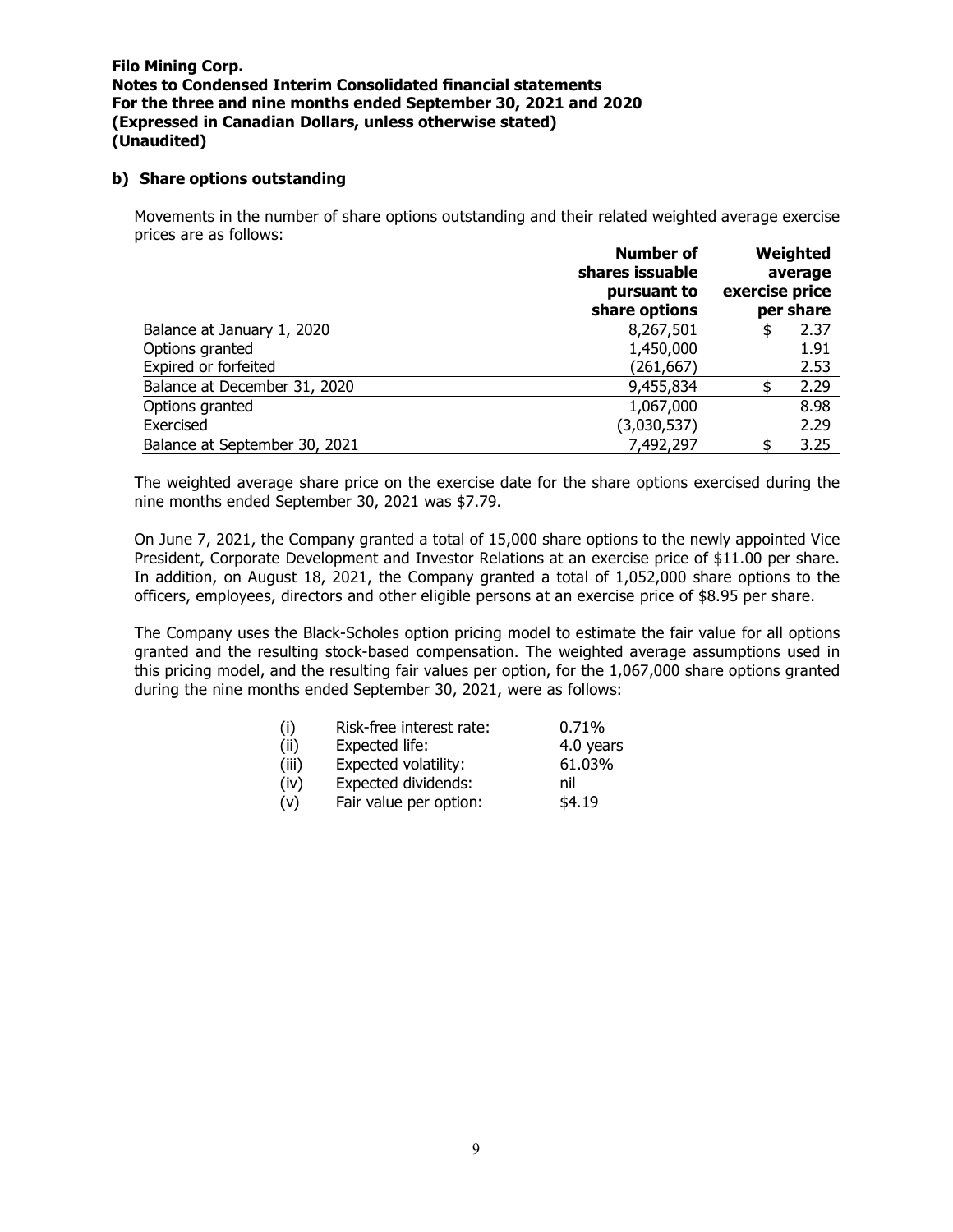**Filo Mining Corp.**
**Notes to Condensed Interim Consolidated financial statements**
**For the three and nine months ended September 30, 2021 and 2020**
**(Expressed in Canadian Dollars, unless otherwise stated)**
**(Unaudited)**

### b) Share options outstanding

Movements in the number of share options outstanding and their related weighted average exercise prices are as follows:

| | Number of shares issuable pursuant to share options | Weighted average exercise price per share |
|---|---|---|
| Balance at January 1, 2020 | 8,267,501 | $ 2.37 |
| Options granted | 1,450,000 | 1.91 |
| Expired or forfeited | (261,667) | 2.53 |
| Balance at December 31, 2020 | 9,455,834 | $ 2.29 |
| Options granted | 1,067,000 | 8.98 |
| Exercised | (3,030,537) | 2.29 |
| Balance at September 30, 2021 | 7,492,297 | $ 3.25 |

The weighted average share price on the exercise date for the share options exercised during the nine months ended September 30, 2021 was $7.79.

On June 7, 2021, the Company granted a total of 15,000 share options to the newly appointed Vice President, Corporate Development and Investor Relations at an exercise price of $11.00 per share. In addition, on August 18, 2021, the Company granted a total of 1,052,000 share options to the officers, employees, directors and other eligible persons at an exercise price of $8.95 per share.

The Company uses the Black-Scholes option pricing model to estimate the fair value for all options granted and the resulting stock-based compensation. The weighted average assumptions used in this pricing model, and the resulting fair values per option, for the 1,067,000 share options granted during the nine months ended September 30, 2021, were as follows:

| | | |
|---|---|---|
| (i) | Risk-free interest rate: | 0.71% |
| (ii) | Expected life: | 4.0 years |
| (iii) | Expected volatility: | 61.03% |
| (iv) | Expected dividends: | nil |
| (v) | Fair value per option: | $4.19 |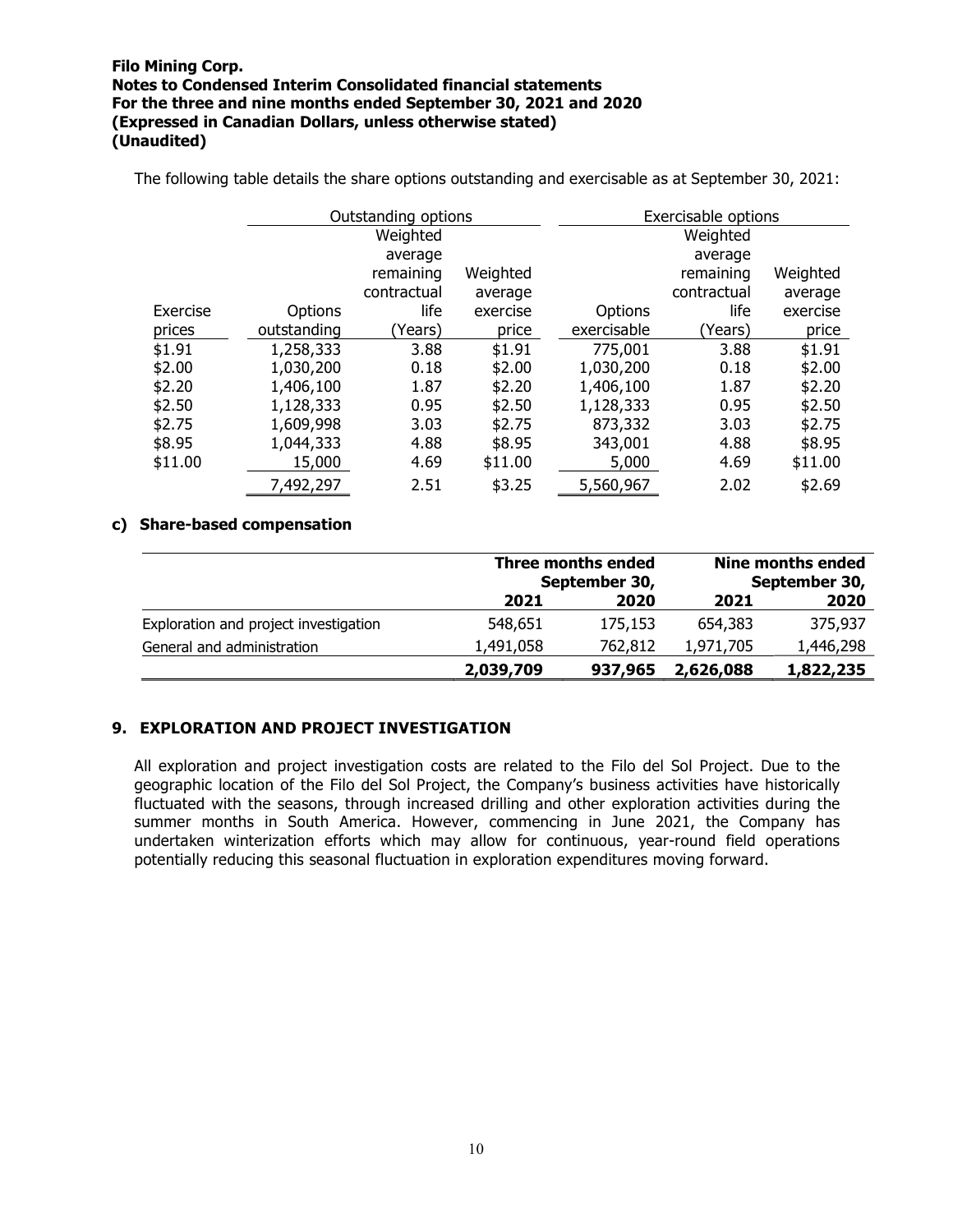The following table details the share options outstanding and exercisable as at September 30, 2021:

| | Outstanding options | | | Exercisable options | | |
|---|---|---|---|---|---|---|
| Exercise prices | Options outstanding | Weighted average remaining contractual life (Years) | Weighted average exercise price | Options exercisable | Weighted average remaining contractual life (Years) | Weighted average exercise price |
| $1.91 | 1,258,333 | 3.88 | $1.91 | 775,001 | 3.88 | $1.91 |
| $2.00 | 1,030,200 | 0.18 | $2.00 | 1,030,200 | 0.18 | $2.00 |
| $2.20 | 1,406,100 | 1.87 | $2.20 | 1,406,100 | 1.87 | $2.20 |
| $2.50 | 1,128,333 | 0.95 | $2.50 | 1,128,333 | 0.95 | $2.50 |
| $2.75 | 1,609,998 | 3.03 | $2.75 | 873,332 | 3.03 | $2.75 |
| $8.95 | 1,044,333 | 4.88 | $8.95 | 343,001 | 4.88 | $8.95 |
| $11.00 | 15,000 | 4.69 | $11.00 | 5,000 | 4.69 | $11.00 |
| | 7,492,297 | 2.51 | $3.25 | 5,560,967 | 2.02 | $2.69 |

### c) Share-based compensation

| | Three months ended September 30, | | Nine months ended September 30, | |
|---|---|---|---|---|
| | **2021** | **2020** | **2021** | **2020** |
| Exploration and project investigation | 548,651 | 175,153 | 654,383 | 375,937 |
| General and administration | 1,491,058 | 762,812 | 1,971,705 | 1,446,298 |
| | **2,039,709** | **937,965** | **2,626,088** | **1,822,235** |

## 9. EXPLORATION AND PROJECT INVESTIGATION

All exploration and project investigation costs are related to the Filo del Sol Project. Due to the geographic location of the Filo del Sol Project, the Company's business activities have historically fluctuated with the seasons, through increased drilling and other exploration activities during the summer months in South America. However, commencing in June 2021, the Company has undertaken winterization efforts which may allow for continuous, year-round field operations potentially reducing this seasonal fluctuation in exploration expenditures moving forward.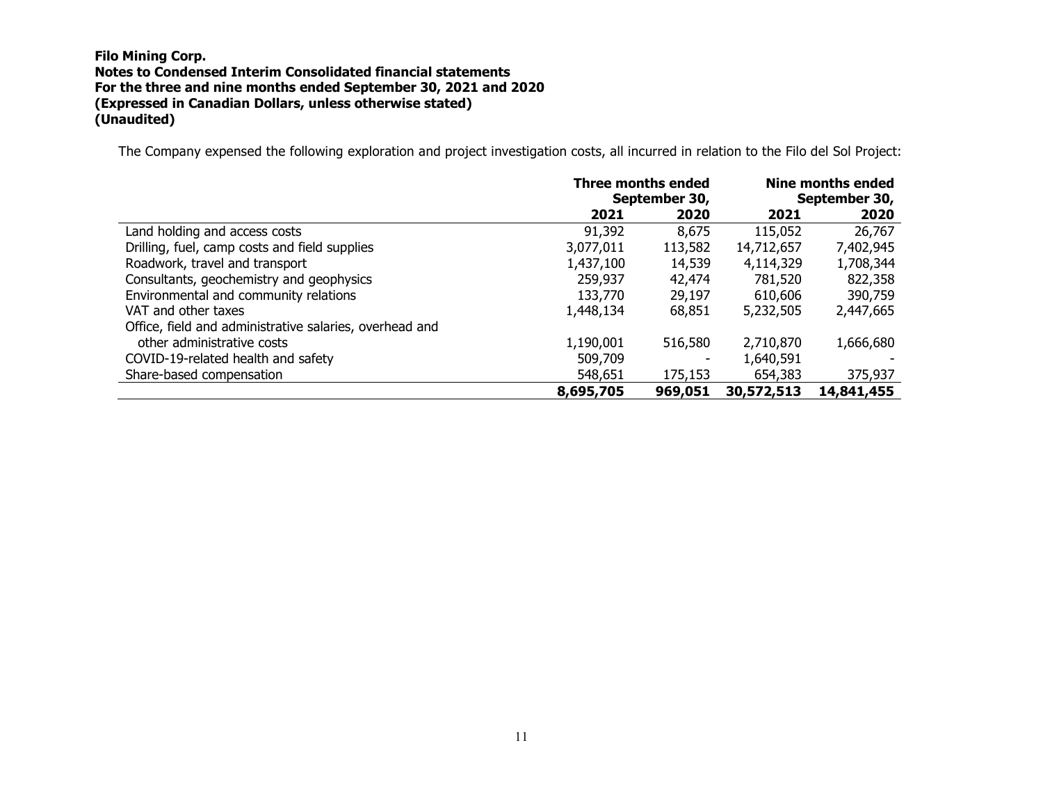The Company expensed the following exploration and project investigation costs, all incurred in relation to the Filo del Sol Project:

| | Three months ended September 30, | | Nine months ended September 30, | |
|---|---|---|---|---|
| | **2021** | **2020** | **2021** | **2020** |
| Land holding and access costs | 91,392 | 8,675 | 115,052 | 26,767 |
| Drilling, fuel, camp costs and field supplies | 3,077,011 | 113,582 | 14,712,657 | 7,402,945 |
| Roadwork, travel and transport | 1,437,100 | 14,539 | 4,114,329 | 1,708,344 |
| Consultants, geochemistry and geophysics | 259,937 | 42,474 | 781,520 | 822,358 |
| Environmental and community relations | 133,770 | 29,197 | 610,606 | 390,759 |
| VAT and other taxes | 1,448,134 | 68,851 | 5,232,505 | 2,447,665 |
| Office, field and administrative salaries, overhead and other administrative costs | 1,190,001 | 516,580 | 2,710,870 | 1,666,680 |
| COVID-19-related health and safety | 509,709 | - | 1,640,591 | - |
| Share-based compensation | 548,651 | 175,153 | 654,383 | 375,937 |
| | **8,695,705** | **969,051** | **30,572,513** | **14,841,455** |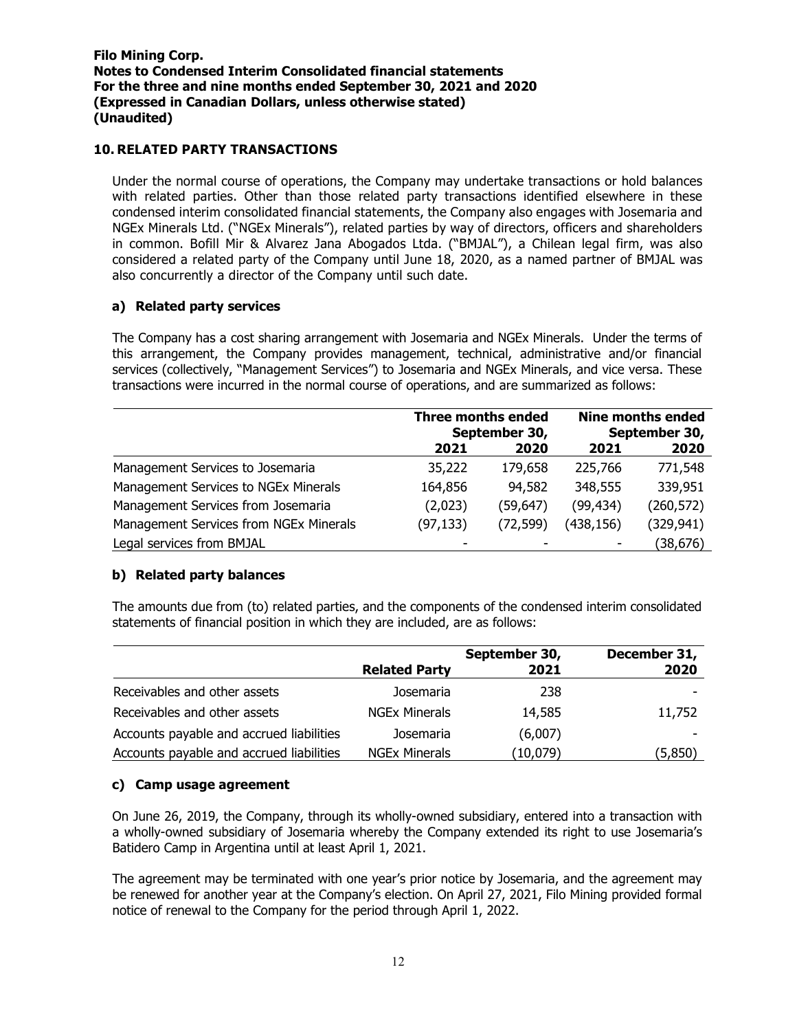## 10. RELATED PARTY TRANSACTIONS

Under the normal course of operations, the Company may undertake transactions or hold balances with related parties. Other than those related party transactions identified elsewhere in these condensed interim consolidated financial statements, the Company also engages with Josemaria and NGEx Minerals Ltd. ("NGEx Minerals"), related parties by way of directors, officers and shareholders in common. Bofill Mir & Alvarez Jana Abogados Ltda. ("BMJAL"), a Chilean legal firm, was also considered a related party of the Company until June 18, 2020, as a named partner of BMJAL was also concurrently a director of the Company until such date.

### a) Related party services

The Company has a cost sharing arrangement with Josemaria and NGEx Minerals. Under the terms of this arrangement, the Company provides management, technical, administrative and/or financial services (collectively, "Management Services") to Josemaria and NGEx Minerals, and vice versa. These transactions were incurred in the normal course of operations, and are summarized as follows:

| | Three months ended September 30, | | Nine months ended September 30, | |
|---|---|---|---|---|
| | **2021** | **2020** | **2021** | **2020** |
| Management Services to Josemaria | 35,222 | 179,658 | 225,766 | 771,548 |
| Management Services to NGEx Minerals | 164,856 | 94,582 | 348,555 | 339,951 |
| Management Services from Josemaria | (2,023) | (59,647) | (99,434) | (260,572) |
| Management Services from NGEx Minerals | (97,133) | (72,599) | (438,156) | (329,941) |
| Legal services from BMJAL | - | - | - | (38,676) |

### b) Related party balances

The amounts due from (to) related parties, and the components of the condensed interim consolidated statements of financial position in which they are included, are as follows:

| | **Related Party** | **September 30, 2021** | **December 31, 2020** |
|---|---|---|---|
| Receivables and other assets | Josemaria | 238 | - |
| Receivables and other assets | NGEx Minerals | 14,585 | 11,752 |
| Accounts payable and accrued liabilities | Josemaria | (6,007) | - |
| Accounts payable and accrued liabilities | NGEx Minerals | (10,079) | (5,850) |

### c) Camp usage agreement

On June 26, 2019, the Company, through its wholly-owned subsidiary, entered into a transaction with a wholly-owned subsidiary of Josemaria whereby the Company extended its right to use Josemaria's Batidero Camp in Argentina until at least April 1, 2021.

The agreement may be terminated with one year's prior notice by Josemaria, and the agreement may be renewed for another year at the Company's election. On April 27, 2021, Filo Mining provided formal notice of renewal to the Company for the period through April 1, 2022.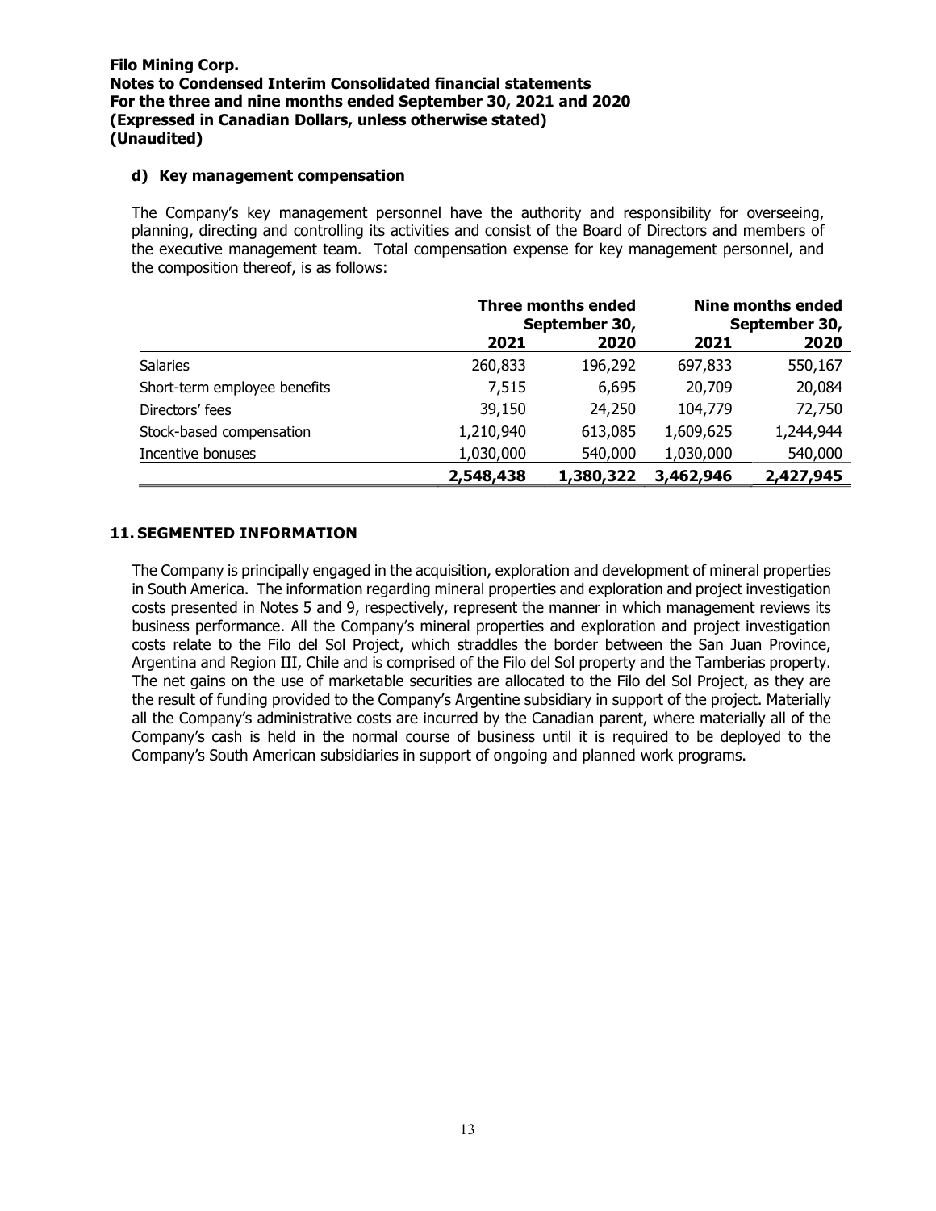#### d) Key management compensation

The Company's key management personnel have the authority and responsibility for overseeing, planning, directing and controlling its activities and consist of the Board of Directors and members of the executive management team. Total compensation expense for key management personnel, and the composition thereof, is as follows:

| | Three months ended September 30, | | Nine months ended September 30, | |
|---|---|---|---|---|
| | 2021 | 2020 | 2021 | 2020 |
| Salaries | 260,833 | 196,292 | 697,833 | 550,167 |
| Short-term employee benefits | 7,515 | 6,695 | 20,709 | 20,084 |
| Directors' fees | 39,150 | 24,250 | 104,779 | 72,750 |
| Stock-based compensation | 1,210,940 | 613,085 | 1,609,625 | 1,244,944 |
| Incentive bonuses | 1,030,000 | 540,000 | 1,030,000 | 540,000 |
| | **2,548,438** | **1,380,322** | **3,462,946** | **2,427,945** |

## 11. SEGMENTED INFORMATION

The Company is principally engaged in the acquisition, exploration and development of mineral properties in South America. The information regarding mineral properties and exploration and project investigation costs presented in Notes 5 and 9, respectively, represent the manner in which management reviews its business performance. All the Company's mineral properties and exploration and project investigation costs relate to the Filo del Sol Project, which straddles the border between the San Juan Province, Argentina and Region III, Chile and is comprised of the Filo del Sol property and the Tamberias property. The net gains on the use of marketable securities are allocated to the Filo del Sol Project, as they are the result of funding provided to the Company's Argentine subsidiary in support of the project. Materially all the Company's administrative costs are incurred by the Canadian parent, where materially all of the Company's cash is held in the normal course of business until it is required to be deployed to the Company's South American subsidiaries in support of ongoing and planned work programs.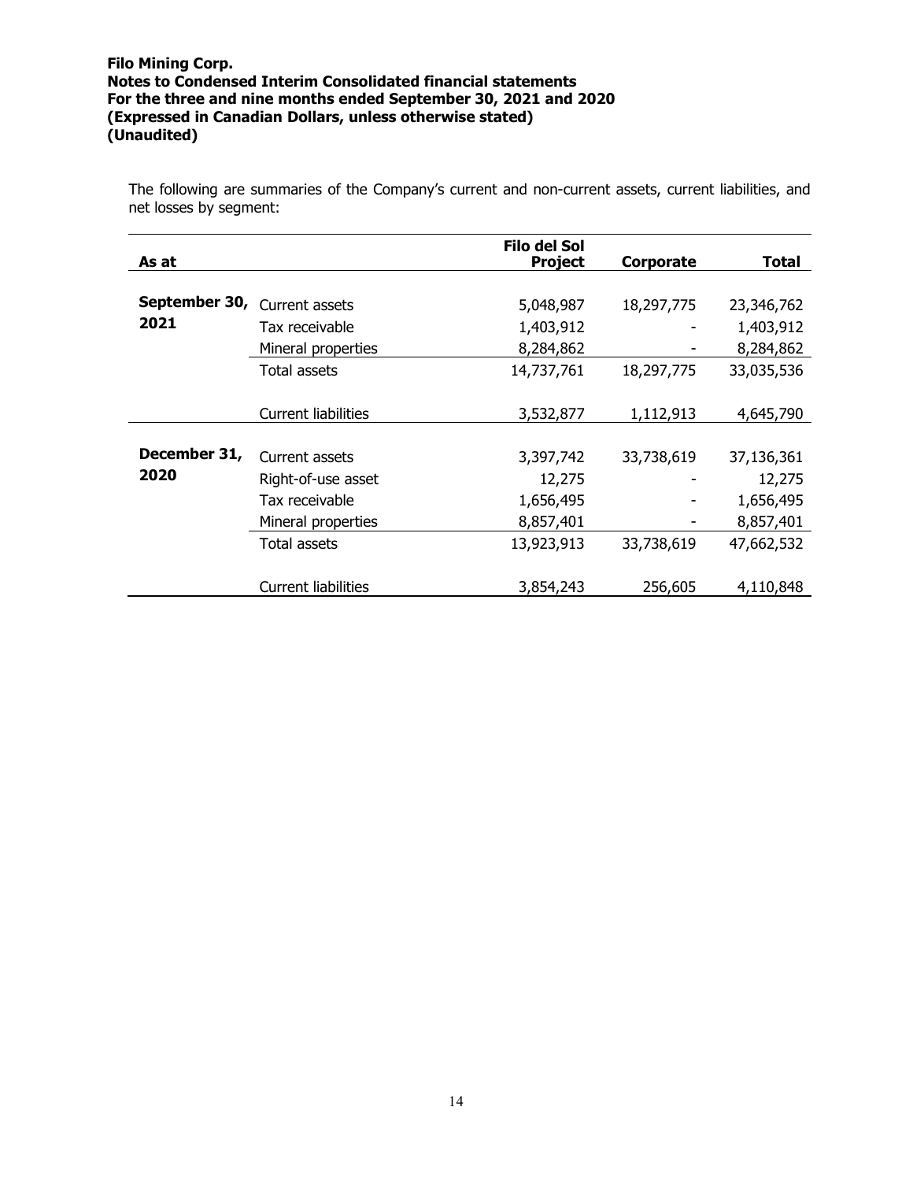The following are summaries of the Company's current and non-current assets, current liabilities, and net losses by segment:

| As at | | Filo del Sol Project | Corporate | Total |
|---|---|---|---|---|
| **September 30, 2021** | Current assets | 5,048,987 | 18,297,775 | 23,346,762 |
| | Tax receivable | 1,403,912 | - | 1,403,912 |
| | Mineral properties | 8,284,862 | - | 8,284,862 |
| | Total assets | 14,737,761 | 18,297,775 | 33,035,536 |
| | Current liabilities | 3,532,877 | 1,112,913 | 4,645,790 |
| **December 31, 2020** | Current assets | 3,397,742 | 33,738,619 | 37,136,361 |
| | Right-of-use asset | 12,275 | - | 12,275 |
| | Tax receivable | 1,656,495 | - | 1,656,495 |
| | Mineral properties | 8,857,401 | - | 8,857,401 |
| | Total assets | 13,923,913 | 33,738,619 | 47,662,532 |
| | Current liabilities | 3,854,243 | 256,605 | 4,110,848 |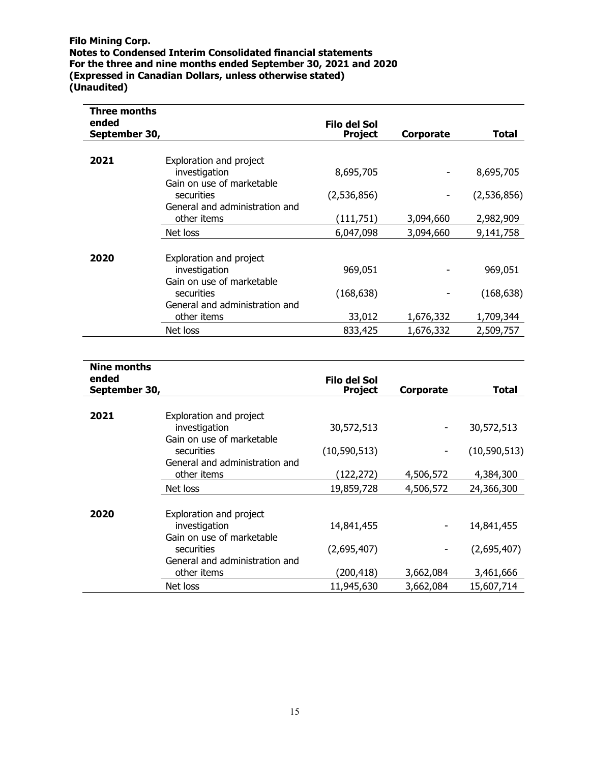**Filo Mining Corp.**
**Notes to Condensed Interim Consolidated financial statements**
**For the three and nine months ended September 30, 2021 and 2020**
**(Expressed in Canadian Dollars, unless otherwise stated)**
**(Unaudited)**

| Three months ended September 30, | | Filo del Sol Project | Corporate | Total |
|---|---|---|---|---|
| **2021** | Exploration and project investigation | 8,695,705 | - | 8,695,705 |
| | Gain on use of marketable securities | (2,536,856) | - | (2,536,856) |
| | General and administration and other items | (111,751) | 3,094,660 | 2,982,909 |
| | Net loss | 6,047,098 | 3,094,660 | 9,141,758 |
| **2020** | Exploration and project investigation | 969,051 | - | 969,051 |
| | Gain on use of marketable securities | (168,638) | - | (168,638) |
| | General and administration and other items | 33,012 | 1,676,332 | 1,709,344 |
| | Net loss | 833,425 | 1,676,332 | 2,509,757 |

| Nine months ended September 30, | | Filo del Sol Project | Corporate | Total |
|---|---|---|---|---|
| **2021** | Exploration and project investigation | 30,572,513 | - | 30,572,513 |
| | Gain on use of marketable securities | (10,590,513) | - | (10,590,513) |
| | General and administration and other items | (122,272) | 4,506,572 | 4,384,300 |
| | Net loss | 19,859,728 | 4,506,572 | 24,366,300 |
| **2020** | Exploration and project investigation | 14,841,455 | - | 14,841,455 |
| | Gain on use of marketable securities | (2,695,407) | - | (2,695,407) |
| | General and administration and other items | (200,418) | 3,662,084 | 3,461,666 |
| | Net loss | 11,945,630 | 3,662,084 | 15,607,714 |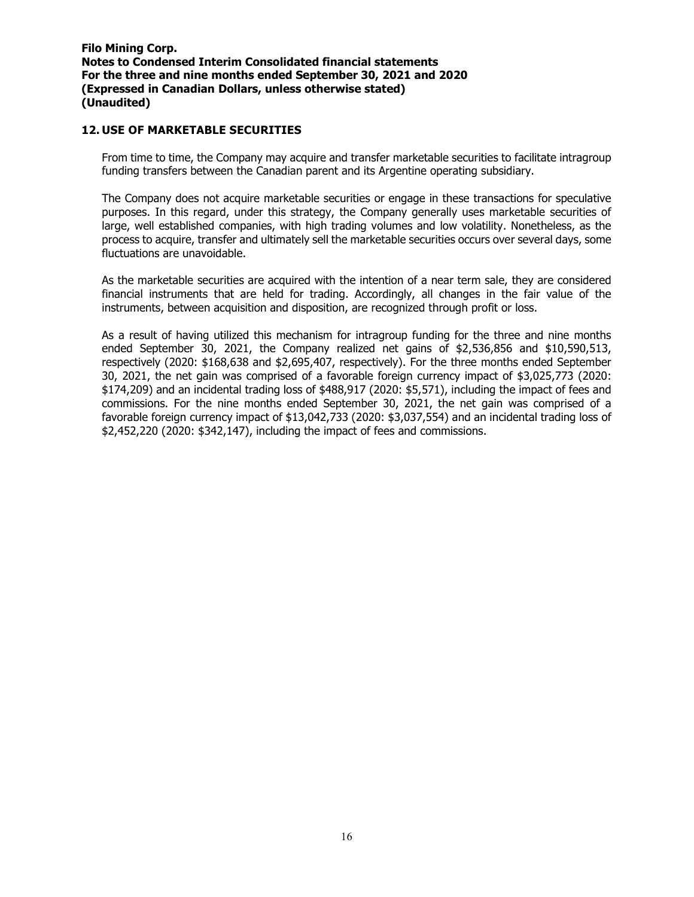## 12. USE OF MARKETABLE SECURITIES

From time to time, the Company may acquire and transfer marketable securities to facilitate intragroup funding transfers between the Canadian parent and its Argentine operating subsidiary.

The Company does not acquire marketable securities or engage in these transactions for speculative purposes. In this regard, under this strategy, the Company generally uses marketable securities of large, well established companies, with high trading volumes and low volatility. Nonetheless, as the process to acquire, transfer and ultimately sell the marketable securities occurs over several days, some fluctuations are unavoidable.

As the marketable securities are acquired with the intention of a near term sale, they are considered financial instruments that are held for trading. Accordingly, all changes in the fair value of the instruments, between acquisition and disposition, are recognized through profit or loss.

As a result of having utilized this mechanism for intragroup funding for the three and nine months ended September 30, 2021, the Company realized net gains of $2,536,856 and $10,590,513, respectively (2020: $168,638 and $2,695,407, respectively). For the three months ended September 30, 2021, the net gain was comprised of a favorable foreign currency impact of $3,025,773 (2020: $174,209) and an incidental trading loss of $488,917 (2020: $5,571), including the impact of fees and commissions. For the nine months ended September 30, 2021, the net gain was comprised of a favorable foreign currency impact of $13,042,733 (2020: $3,037,554) and an incidental trading loss of $2,452,220 (2020: $342,147), including the impact of fees and commissions.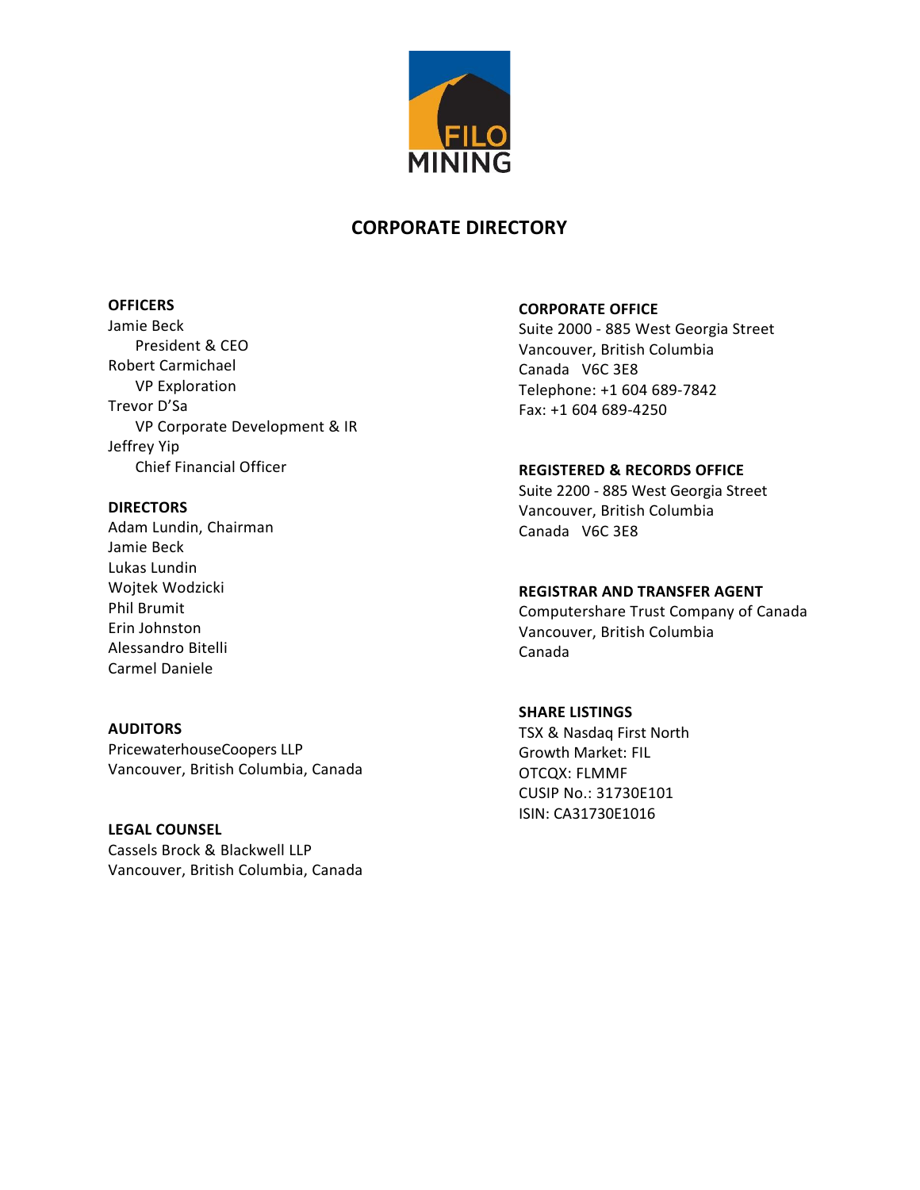# CORPORATE DIRECTORY

**OFFICERS**

Jamie Beck
President & CEO
Robert Carmichael
VP Exploration
Trevor D'Sa
VP Corporate Development & IR
Jeffrey Yip
Chief Financial Officer

**DIRECTORS**

Adam Lundin, Chairman
Jamie Beck
Lukas Lundin
Wojtek Wodzicki
Phil Brumit
Erin Johnston
Alessandro Bitelli
Carmel Daniele

**AUDITORS**

PricewaterhouseCoopers LLP
Vancouver, British Columbia, Canada

**LEGAL COUNSEL**

Cassels Brock & Blackwell LLP
Vancouver, British Columbia, Canada

**CORPORATE OFFICE**

Suite 2000 - 885 West Georgia Street
Vancouver, British Columbia
Canada V6C 3E8
Telephone: +1 604 689-7842
Fax: +1 604 689-4250

**REGISTERED & RECORDS OFFICE**

Suite 2200 - 885 West Georgia Street
Vancouver, British Columbia
Canada V6C 3E8

**REGISTRAR AND TRANSFER AGENT**

Computershare Trust Company of Canada
Vancouver, British Columbia
Canada

**SHARE LISTINGS**

TSX & Nasdaq First North
Growth Market: FIL
OTCQX: FLMMF
CUSIP No.: 31730E101
ISIN: CA31730E1016